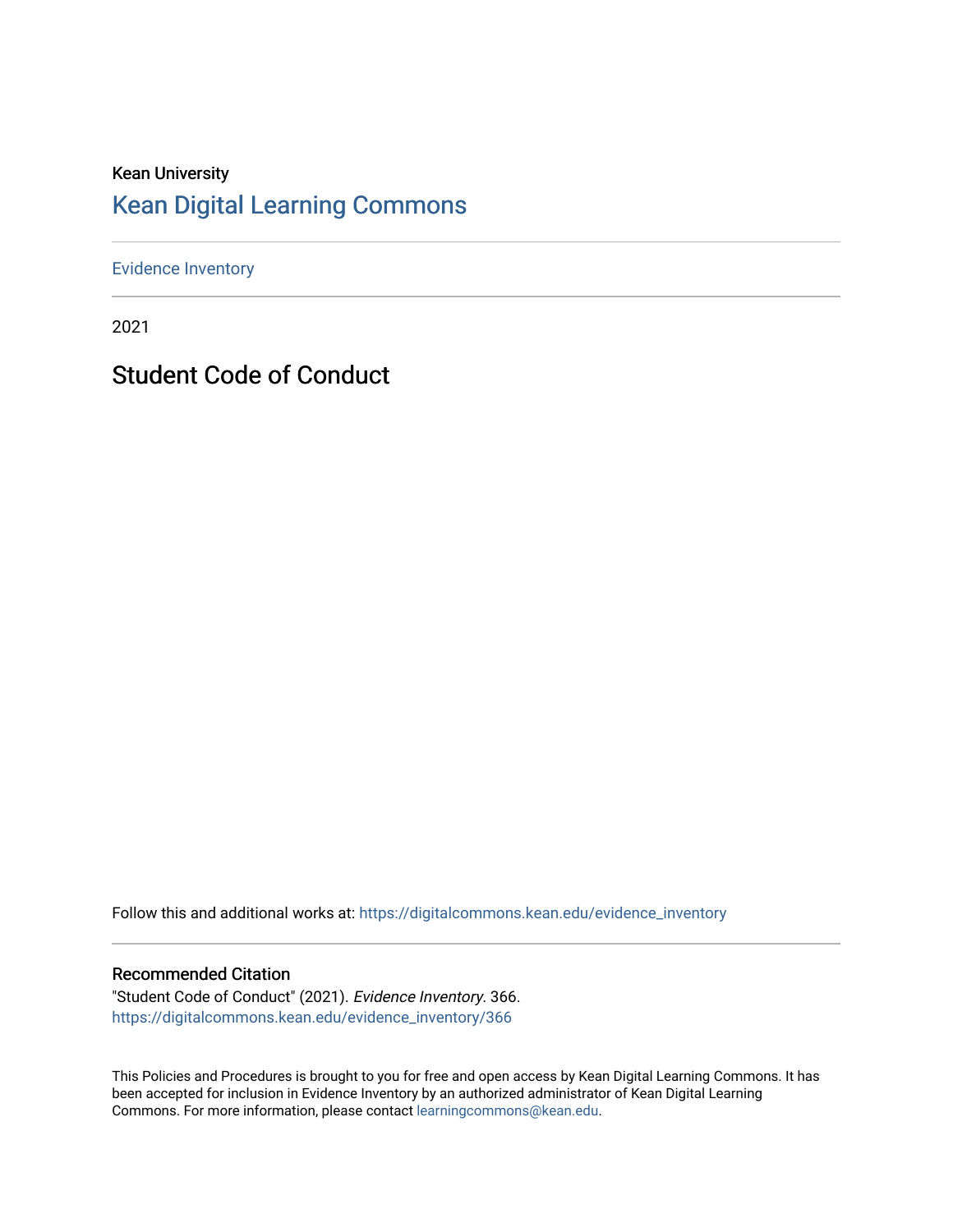Kean University

## Kean Digital Learning Commons

Evidence Inventory

2021

# Student Code of Conduct

Follow this and additional works at: https://digitalcommons.kean.edu/evidence_inventory

### Recommended Citation

"Student Code of Conduct" (2021). *Evidence Inventory*. 366.
https://digitalcommons.kean.edu/evidence_inventory/366

This Policies and Procedures is brought to you for free and open access by Kean Digital Learning Commons. It has been accepted for inclusion in Evidence Inventory by an authorized administrator of Kean Digital Learning Commons. For more information, please contact learningcommons@kean.edu.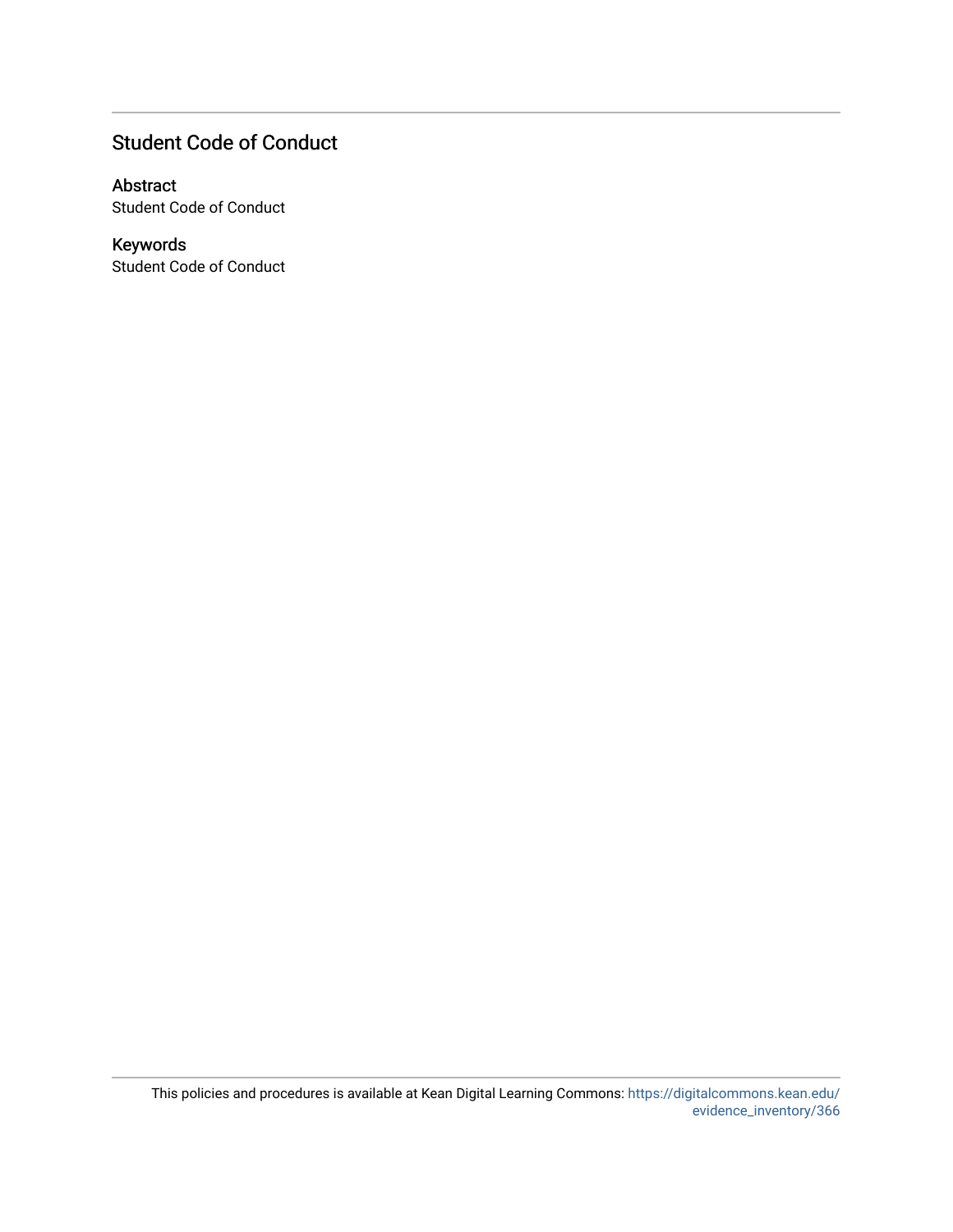## Student Code of Conduct

### Abstract

Student Code of Conduct

### Keywords

Student Code of Conduct

This policies and procedures is available at Kean Digital Learning Commons: https://digitalcommons.kean.edu/evidence_inventory/366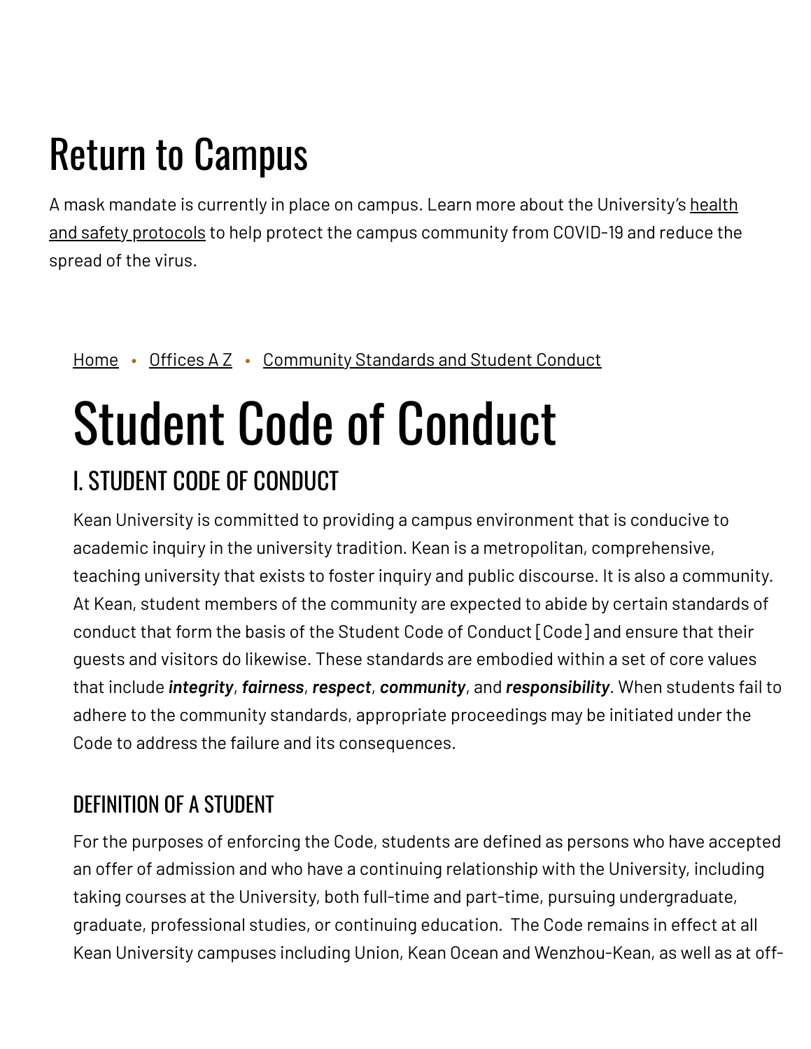# Return to Campus

A mask mandate is currently in place on campus. Learn more about the University's health and safety protocols to help protect the campus community from COVID-19 and reduce the spread of the virus.

Home • Offices A Z • Community Standards and Student Conduct

# Student Code of Conduct

## I. STUDENT CODE OF CONDUCT

Kean University is committed to providing a campus environment that is conducive to academic inquiry in the university tradition. Kean is a metropolitan, comprehensive, teaching university that exists to foster inquiry and public discourse. It is also a community. At Kean, student members of the community are expected to abide by certain standards of conduct that form the basis of the Student Code of Conduct [Code] and ensure that their guests and visitors do likewise. These standards are embodied within a set of core values that include ***integrity***, ***fairness***, ***respect***, ***community***, and ***responsibility***. When students fail to adhere to the community standards, appropriate proceedings may be initiated under the Code to address the failure and its consequences.

### DEFINITION OF A STUDENT

For the purposes of enforcing the Code, students are defined as persons who have accepted an offer of admission and who have a continuing relationship with the University, including taking courses at the University, both full-time and part-time, pursuing undergraduate, graduate, professional studies, or continuing education. The Code remains in effect at all Kean University campuses including Union, Kean Ocean and Wenzhou-Kean, as well as at off-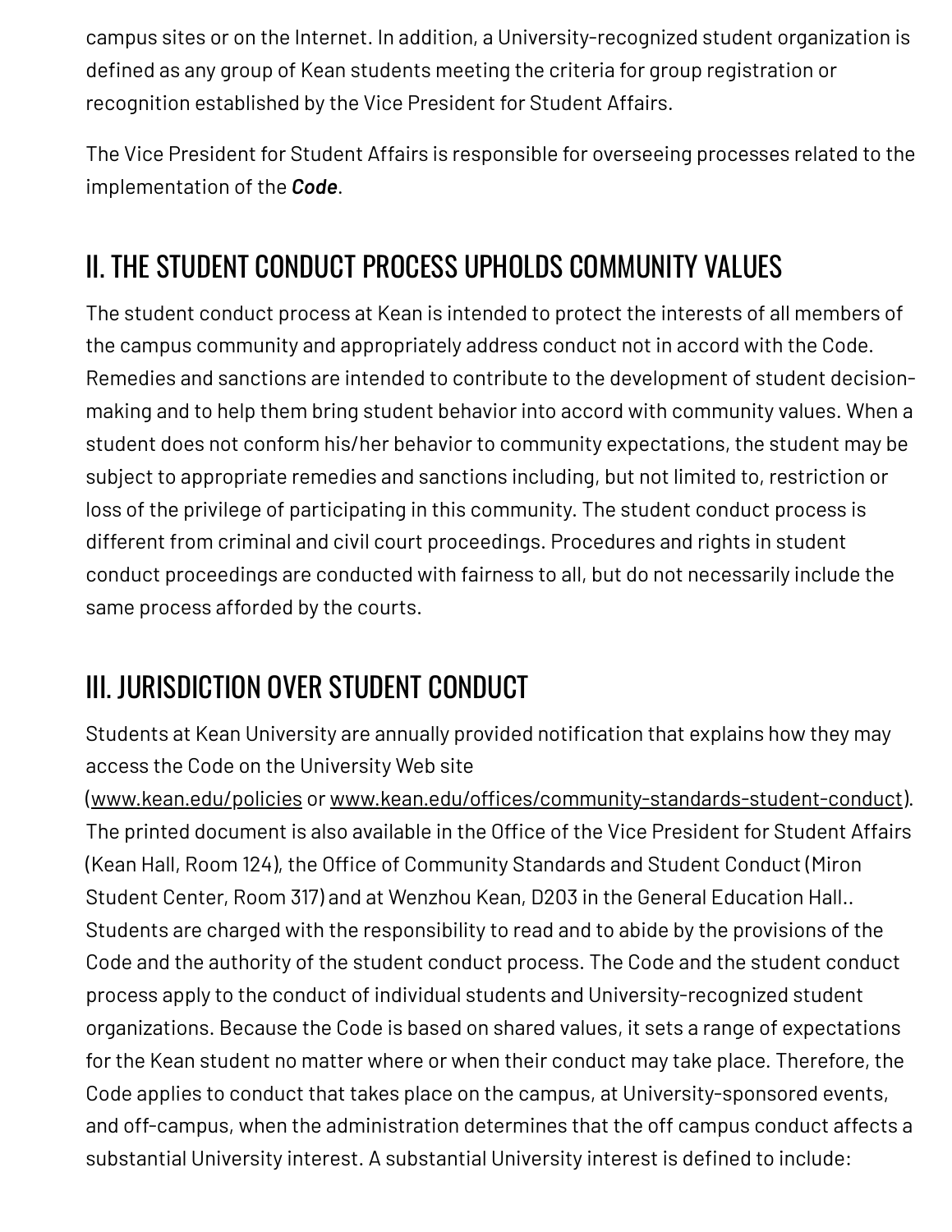campus sites or on the Internet. In addition, a University-recognized student organization is defined as any group of Kean students meeting the criteria for group registration or recognition established by the Vice President for Student Affairs.

The Vice President for Student Affairs is responsible for overseeing processes related to the implementation of the ***Code***.

## II. THE STUDENT CONDUCT PROCESS UPHOLDS COMMUNITY VALUES

The student conduct process at Kean is intended to protect the interests of all members of the campus community and appropriately address conduct not in accord with the Code. Remedies and sanctions are intended to contribute to the development of student decision-making and to help them bring student behavior into accord with community values. When a student does not conform his/her behavior to community expectations, the student may be subject to appropriate remedies and sanctions including, but not limited to, restriction or loss of the privilege of participating in this community. The student conduct process is different from criminal and civil court proceedings. Procedures and rights in student conduct proceedings are conducted with fairness to all, but do not necessarily include the same process afforded by the courts.

## III. JURISDICTION OVER STUDENT CONDUCT

Students at Kean University are annually provided notification that explains how they may access the Code on the University Web site (www.kean.edu/policies or www.kean.edu/offices/community-standards-student-conduct). The printed document is also available in the Office of the Vice President for Student Affairs (Kean Hall, Room 124), the Office of Community Standards and Student Conduct (Miron Student Center, Room 317) and at Wenzhou Kean, D203 in the General Education Hall.. Students are charged with the responsibility to read and to abide by the provisions of the Code and the authority of the student conduct process. The Code and the student conduct process apply to the conduct of individual students and University-recognized student organizations. Because the Code is based on shared values, it sets a range of expectations for the Kean student no matter where or when their conduct may take place. Therefore, the Code applies to conduct that takes place on the campus, at University-sponsored events, and off-campus, when the administration determines that the off campus conduct affects a substantial University interest. A substantial University interest is defined to include: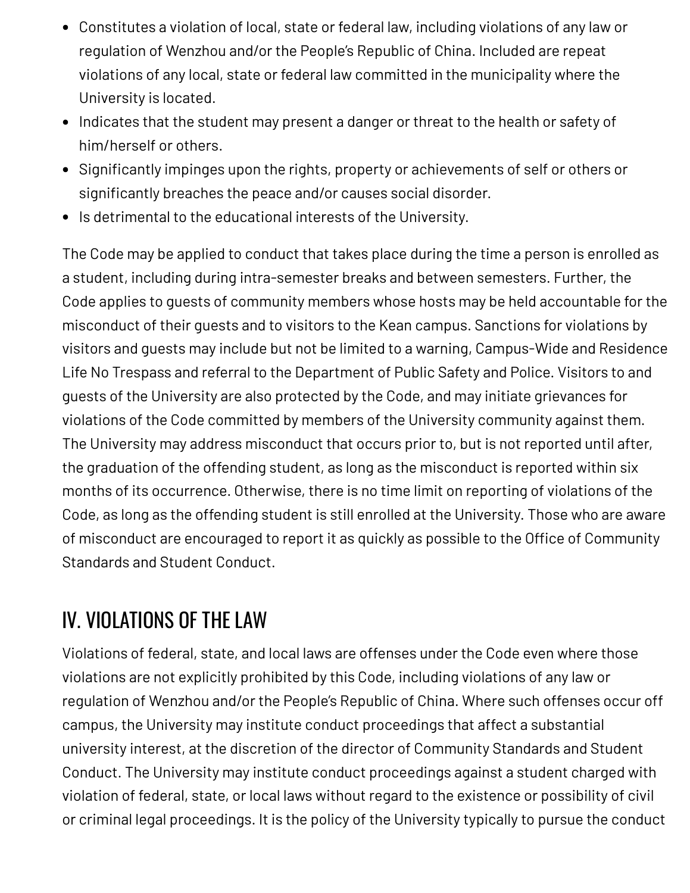- Constitutes a violation of local, state or federal law, including violations of any law or regulation of Wenzhou and/or the People's Republic of China. Included are repeat violations of any local, state or federal law committed in the municipality where the University is located.
- Indicates that the student may present a danger or threat to the health or safety of him/herself or others.
- Significantly impinges upon the rights, property or achievements of self or others or significantly breaches the peace and/or causes social disorder.
- Is detrimental to the educational interests of the University.

The Code may be applied to conduct that takes place during the time a person is enrolled as a student, including during intra-semester breaks and between semesters. Further, the Code applies to guests of community members whose hosts may be held accountable for the misconduct of their guests and to visitors to the Kean campus. Sanctions for violations by visitors and guests may include but not be limited to a warning, Campus-Wide and Residence Life No Trespass and referral to the Department of Public Safety and Police. Visitors to and guests of the University are also protected by the Code, and may initiate grievances for violations of the Code committed by members of the University community against them. The University may address misconduct that occurs prior to, but is not reported until after, the graduation of the offending student, as long as the misconduct is reported within six months of its occurrence. Otherwise, there is no time limit on reporting of violations of the Code, as long as the offending student is still enrolled at the University. Those who are aware of misconduct are encouraged to report it as quickly as possible to the Office of Community Standards and Student Conduct.

## IV. VIOLATIONS OF THE LAW

Violations of federal, state, and local laws are offenses under the Code even where those violations are not explicitly prohibited by this Code, including violations of any law or regulation of Wenzhou and/or the People's Republic of China. Where such offenses occur off campus, the University may institute conduct proceedings that affect a substantial university interest, at the discretion of the director of Community Standards and Student Conduct. The University may institute conduct proceedings against a student charged with violation of federal, state, or local laws without regard to the existence or possibility of civil or criminal legal proceedings. It is the policy of the University typically to pursue the conduct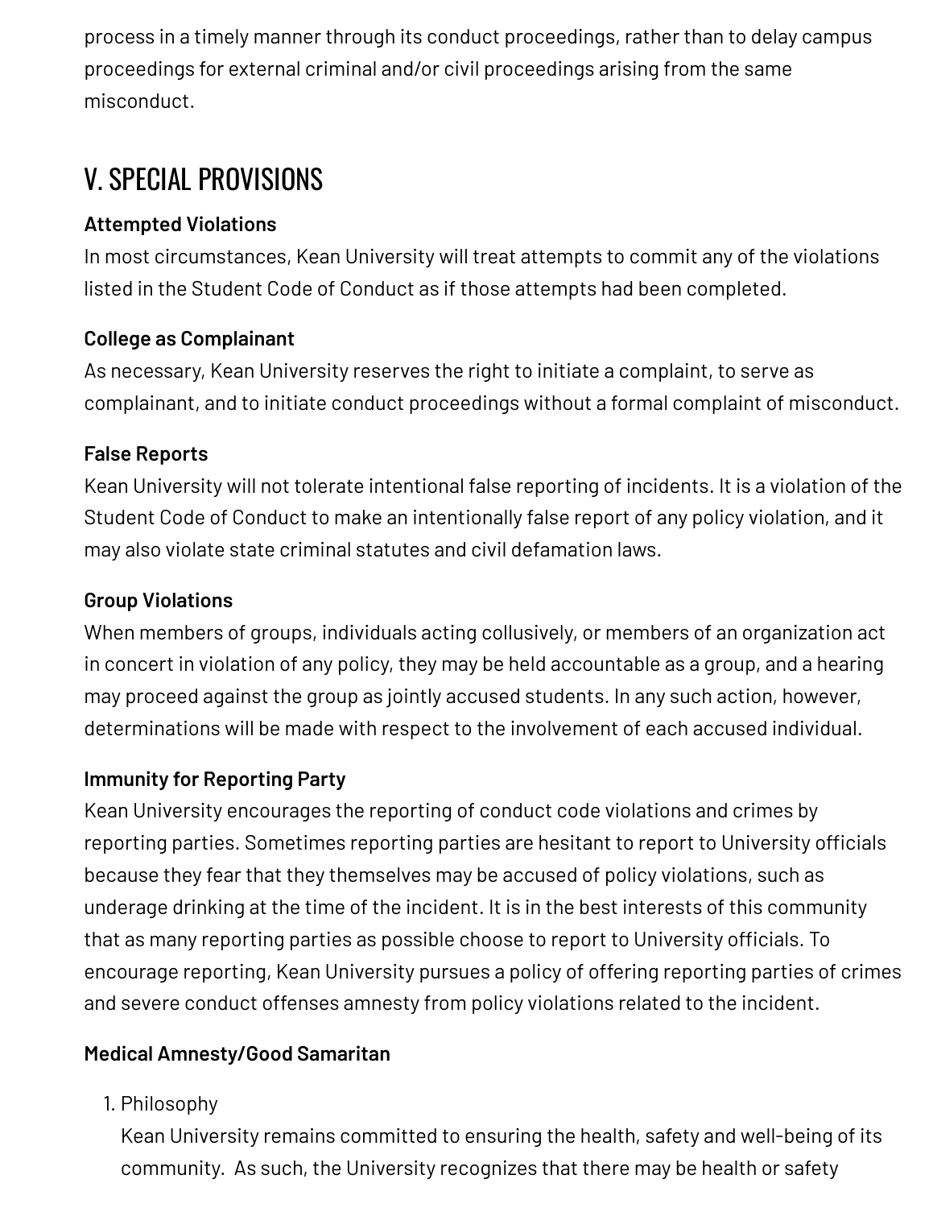process in a timely manner through its conduct proceedings, rather than to delay campus proceedings for external criminal and/or civil proceedings arising from the same misconduct.

## V. SPECIAL PROVISIONS

**Attempted Violations**

In most circumstances, Kean University will treat attempts to commit any of the violations listed in the Student Code of Conduct as if those attempts had been completed.

**College as Complainant**

As necessary, Kean University reserves the right to initiate a complaint, to serve as complainant, and to initiate conduct proceedings without a formal complaint of misconduct.

**False Reports**

Kean University will not tolerate intentional false reporting of incidents. It is a violation of the Student Code of Conduct to make an intentionally false report of any policy violation, and it may also violate state criminal statutes and civil defamation laws.

**Group Violations**

When members of groups, individuals acting collusively, or members of an organization act in concert in violation of any policy, they may be held accountable as a group, and a hearing may proceed against the group as jointly accused students. In any such action, however, determinations will be made with respect to the involvement of each accused individual.

**Immunity for Reporting Party**

Kean University encourages the reporting of conduct code violations and crimes by reporting parties. Sometimes reporting parties are hesitant to report to University officials because they fear that they themselves may be accused of policy violations, such as underage drinking at the time of the incident. It is in the best interests of this community that as many reporting parties as possible choose to report to University officials. To encourage reporting, Kean University pursues a policy of offering reporting parties of crimes and severe conduct offenses amnesty from policy violations related to the incident.

**Medical Amnesty/Good Samaritan**

1. Philosophy

   Kean University remains committed to ensuring the health, safety and well-being of its community. As such, the University recognizes that there may be health or safety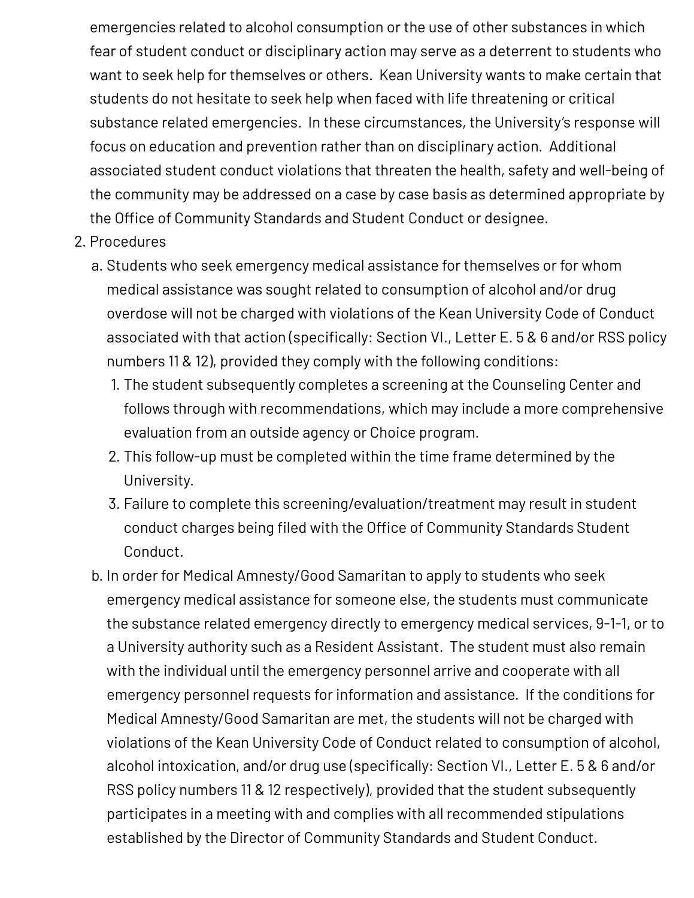emergencies related to alcohol consumption or the use of other substances in which fear of student conduct or disciplinary action may serve as a deterrent to students who want to seek help for themselves or others. Kean University wants to make certain that students do not hesitate to seek help when faced with life threatening or critical substance related emergencies. In these circumstances, the University's response will focus on education and prevention rather than on disciplinary action. Additional associated student conduct violations that threaten the health, safety and well-being of the community may be addressed on a case by case basis as determined appropriate by the Office of Community Standards and Student Conduct or designee.

2. Procedures
   a. Students who seek emergency medical assistance for themselves or for whom medical assistance was sought related to consumption of alcohol and/or drug overdose will not be charged with violations of the Kean University Code of Conduct associated with that action (specifically: Section VI., Letter E. 5 & 6 and/or RSS policy numbers 11 & 12), provided they comply with the following conditions:
      1. The student subsequently completes a screening at the Counseling Center and follows through with recommendations, which may include a more comprehensive evaluation from an outside agency or Choice program.
      2. This follow-up must be completed within the time frame determined by the University.
      3. Failure to complete this screening/evaluation/treatment may result in student conduct charges being filed with the Office of Community Standards Student Conduct.
   b. In order for Medical Amnesty/Good Samaritan to apply to students who seek emergency medical assistance for someone else, the students must communicate the substance related emergency directly to emergency medical services, 9-1-1, or to a University authority such as a Resident Assistant. The student must also remain with the individual until the emergency personnel arrive and cooperate with all emergency personnel requests for information and assistance. If the conditions for Medical Amnesty/Good Samaritan are met, the students will not be charged with violations of the Kean University Code of Conduct related to consumption of alcohol, alcohol intoxication, and/or drug use (specifically: Section VI., Letter E. 5 & 6 and/or RSS policy numbers 11 & 12 respectively), provided that the student subsequently participates in a meeting with and complies with all recommended stipulations established by the Director of Community Standards and Student Conduct.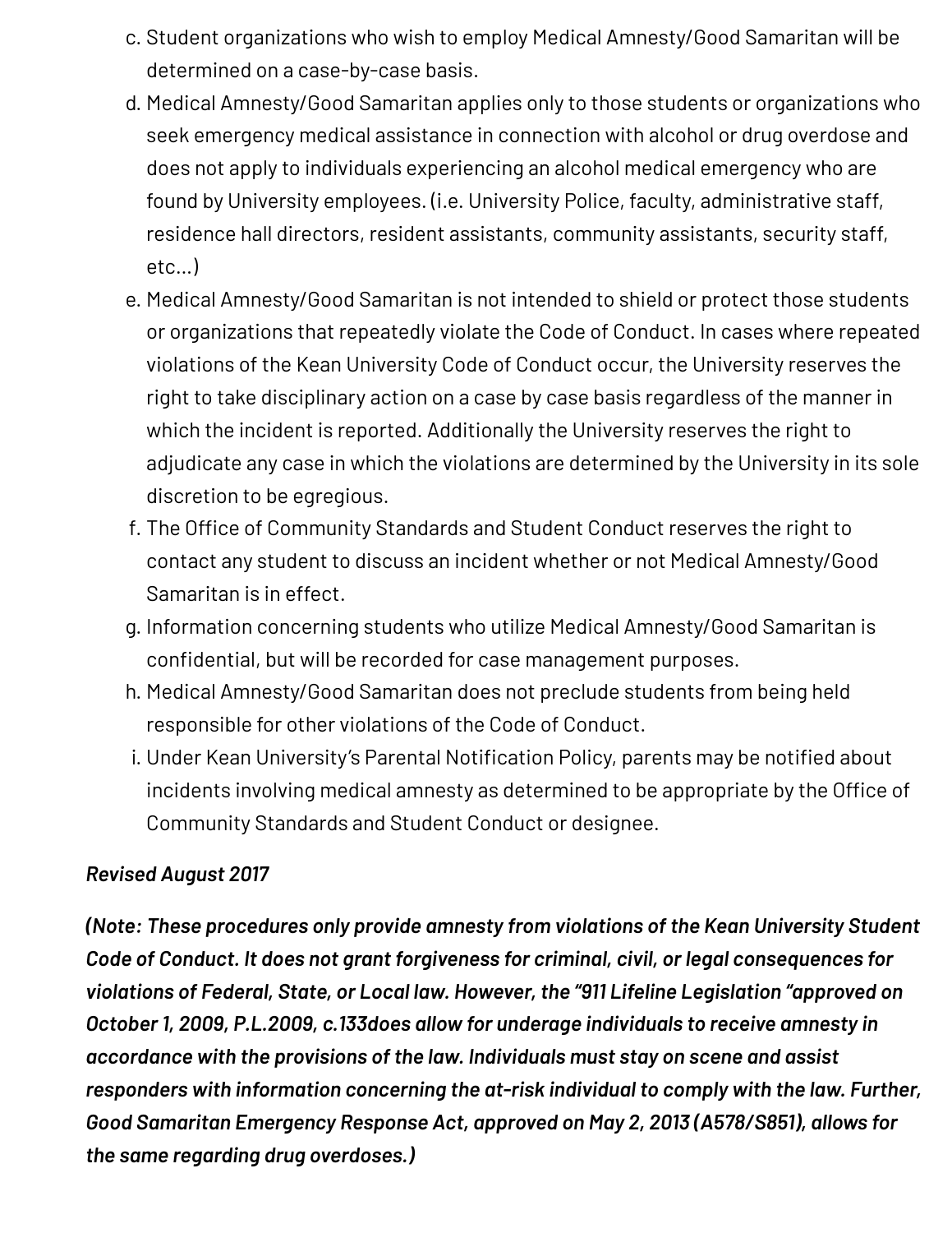c. Student organizations who wish to employ Medical Amnesty/Good Samaritan will be determined on a case-by-case basis.
d. Medical Amnesty/Good Samaritan applies only to those students or organizations who seek emergency medical assistance in connection with alcohol or drug overdose and does not apply to individuals experiencing an alcohol medical emergency who are found by University employees. (i.e. University Police, faculty, administrative staff, residence hall directors, resident assistants, community assistants, security staff, etc…)
e. Medical Amnesty/Good Samaritan is not intended to shield or protect those students or organizations that repeatedly violate the Code of Conduct. In cases where repeated violations of the Kean University Code of Conduct occur, the University reserves the right to take disciplinary action on a case by case basis regardless of the manner in which the incident is reported. Additionally the University reserves the right to adjudicate any case in which the violations are determined by the University in its sole discretion to be egregious.
f. The Office of Community Standards and Student Conduct reserves the right to contact any student to discuss an incident whether or not Medical Amnesty/Good Samaritan is in effect.
g. Information concerning students who utilize Medical Amnesty/Good Samaritan is confidential, but will be recorded for case management purposes.
h. Medical Amnesty/Good Samaritan does not preclude students from being held responsible for other violations of the Code of Conduct.
i. Under Kean University's Parental Notification Policy, parents may be notified about incidents involving medical amnesty as determined to be appropriate by the Office of Community Standards and Student Conduct or designee.

***Revised August 2017***

***(Note: These procedures only provide amnesty from violations of the Kean University Student Code of Conduct. It does not grant forgiveness for criminal, civil, or legal consequences for violations of Federal, State, or Local law. However, the "911 Lifeline Legislation "approved on October 1, 2009, P.L.2009, c.133does allow for underage individuals to receive amnesty in accordance with the provisions of the law. Individuals must stay on scene and assist responders with information concerning the at-risk individual to comply with the law. Further, Good Samaritan Emergency Response Act, approved on May 2, 2013 (A578/S851), allows for the same regarding drug overdoses.)***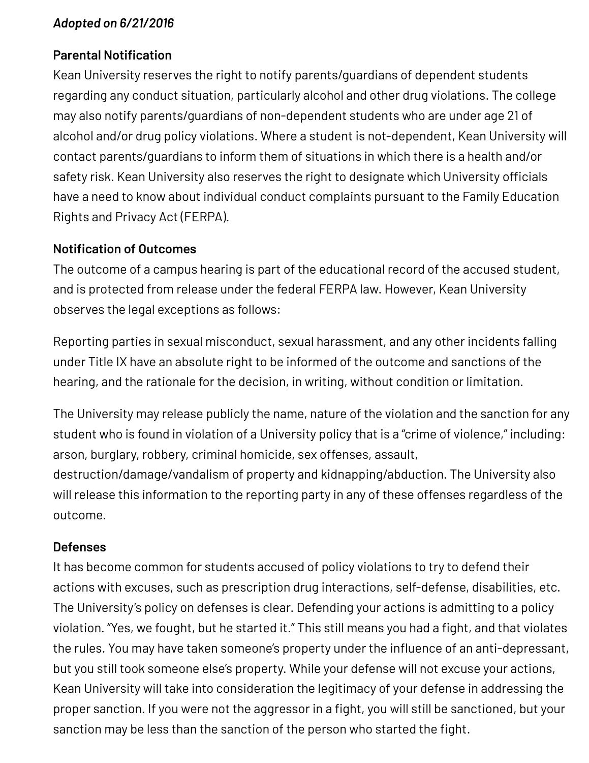***Adopted on 6/21/2016***

**Parental Notification**

Kean University reserves the right to notify parents/guardians of dependent students regarding any conduct situation, particularly alcohol and other drug violations. The college may also notify parents/guardians of non-dependent students who are under age 21 of alcohol and/or drug policy violations. Where a student is not-dependent, Kean University will contact parents/guardians to inform them of situations in which there is a health and/or safety risk. Kean University also reserves the right to designate which University officials have a need to know about individual conduct complaints pursuant to the Family Education Rights and Privacy Act (FERPA).

**Notification of Outcomes**

The outcome of a campus hearing is part of the educational record of the accused student, and is protected from release under the federal FERPA law. However, Kean University observes the legal exceptions as follows:

Reporting parties in sexual misconduct, sexual harassment, and any other incidents falling under Title IX have an absolute right to be informed of the outcome and sanctions of the hearing, and the rationale for the decision, in writing, without condition or limitation.

The University may release publicly the name, nature of the violation and the sanction for any student who is found in violation of a University policy that is a "crime of violence," including: arson, burglary, robbery, criminal homicide, sex offenses, assault, destruction/damage/vandalism of property and kidnapping/abduction. The University also will release this information to the reporting party in any of these offenses regardless of the outcome.

**Defenses**

It has become common for students accused of policy violations to try to defend their actions with excuses, such as prescription drug interactions, self-defense, disabilities, etc. The University's policy on defenses is clear. Defending your actions is admitting to a policy violation. "Yes, we fought, but he started it." This still means you had a fight, and that violates the rules. You may have taken someone's property under the influence of an anti-depressant, but you still took someone else's property. While your defense will not excuse your actions, Kean University will take into consideration the legitimacy of your defense in addressing the proper sanction. If you were not the aggressor in a fight, you will still be sanctioned, but your sanction may be less than the sanction of the person who started the fight.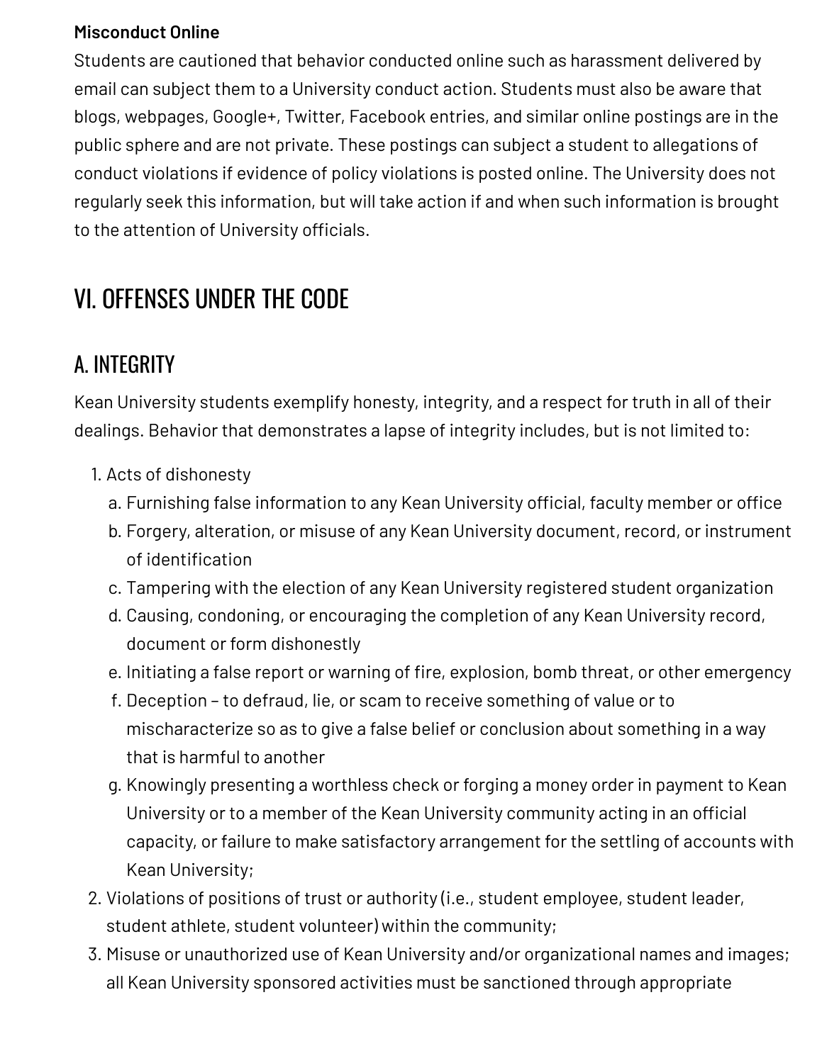**Misconduct Online**

Students are cautioned that behavior conducted online such as harassment delivered by email can subject them to a University conduct action. Students must also be aware that blogs, webpages, Google+, Twitter, Facebook entries, and similar online postings are in the public sphere and are not private. These postings can subject a student to allegations of conduct violations if evidence of policy violations is posted online. The University does not regularly seek this information, but will take action if and when such information is brought to the attention of University officials.

# VI. OFFENSES UNDER THE CODE

## A. INTEGRITY

Kean University students exemplify honesty, integrity, and a respect for truth in all of their dealings. Behavior that demonstrates a lapse of integrity includes, but is not limited to:

1. Acts of dishonesty
   a. Furnishing false information to any Kean University official, faculty member or office
   b. Forgery, alteration, or misuse of any Kean University document, record, or instrument of identification
   c. Tampering with the election of any Kean University registered student organization
   d. Causing, condoning, or encouraging the completion of any Kean University record, document or form dishonestly
   e. Initiating a false report or warning of fire, explosion, bomb threat, or other emergency
   f. Deception – to defraud, lie, or scam to receive something of value or to mischaracterize so as to give a false belief or conclusion about something in a way that is harmful to another
   g. Knowingly presenting a worthless check or forging a money order in payment to Kean University or to a member of the Kean University community acting in an official capacity, or failure to make satisfactory arrangement for the settling of accounts with Kean University;
2. Violations of positions of trust or authority (i.e., student employee, student leader, student athlete, student volunteer) within the community;
3. Misuse or unauthorized use of Kean University and/or organizational names and images; all Kean University sponsored activities must be sanctioned through appropriate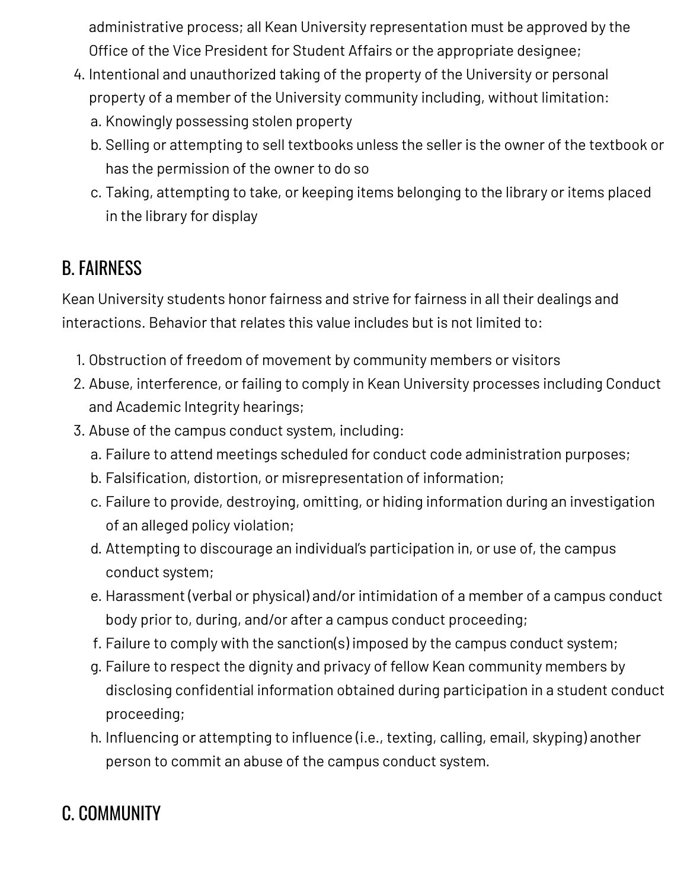administrative process; all Kean University representation must be approved by the Office of the Vice President for Student Affairs or the appropriate designee;

4. Intentional and unauthorized taking of the property of the University or personal property of a member of the University community including, without limitation:
   a. Knowingly possessing stolen property
   b. Selling or attempting to sell textbooks unless the seller is the owner of the textbook or has the permission of the owner to do so
   c. Taking, attempting to take, or keeping items belonging to the library or items placed in the library for display

## B. FAIRNESS

Kean University students honor fairness and strive for fairness in all their dealings and interactions. Behavior that relates this value includes but is not limited to:

1. Obstruction of freedom of movement by community members or visitors
2. Abuse, interference, or failing to comply in Kean University processes including Conduct and Academic Integrity hearings;
3. Abuse of the campus conduct system, including:
   a. Failure to attend meetings scheduled for conduct code administration purposes;
   b. Falsification, distortion, or misrepresentation of information;
   c. Failure to provide, destroying, omitting, or hiding information during an investigation of an alleged policy violation;
   d. Attempting to discourage an individual's participation in, or use of, the campus conduct system;
   e. Harassment (verbal or physical) and/or intimidation of a member of a campus conduct body prior to, during, and/or after a campus conduct proceeding;
   f. Failure to comply with the sanction(s) imposed by the campus conduct system;
   g. Failure to respect the dignity and privacy of fellow Kean community members by disclosing confidential information obtained during participation in a student conduct proceeding;
   h. Influencing or attempting to influence (i.e., texting, calling, email, skyping) another person to commit an abuse of the campus conduct system.

## C. COMMUNITY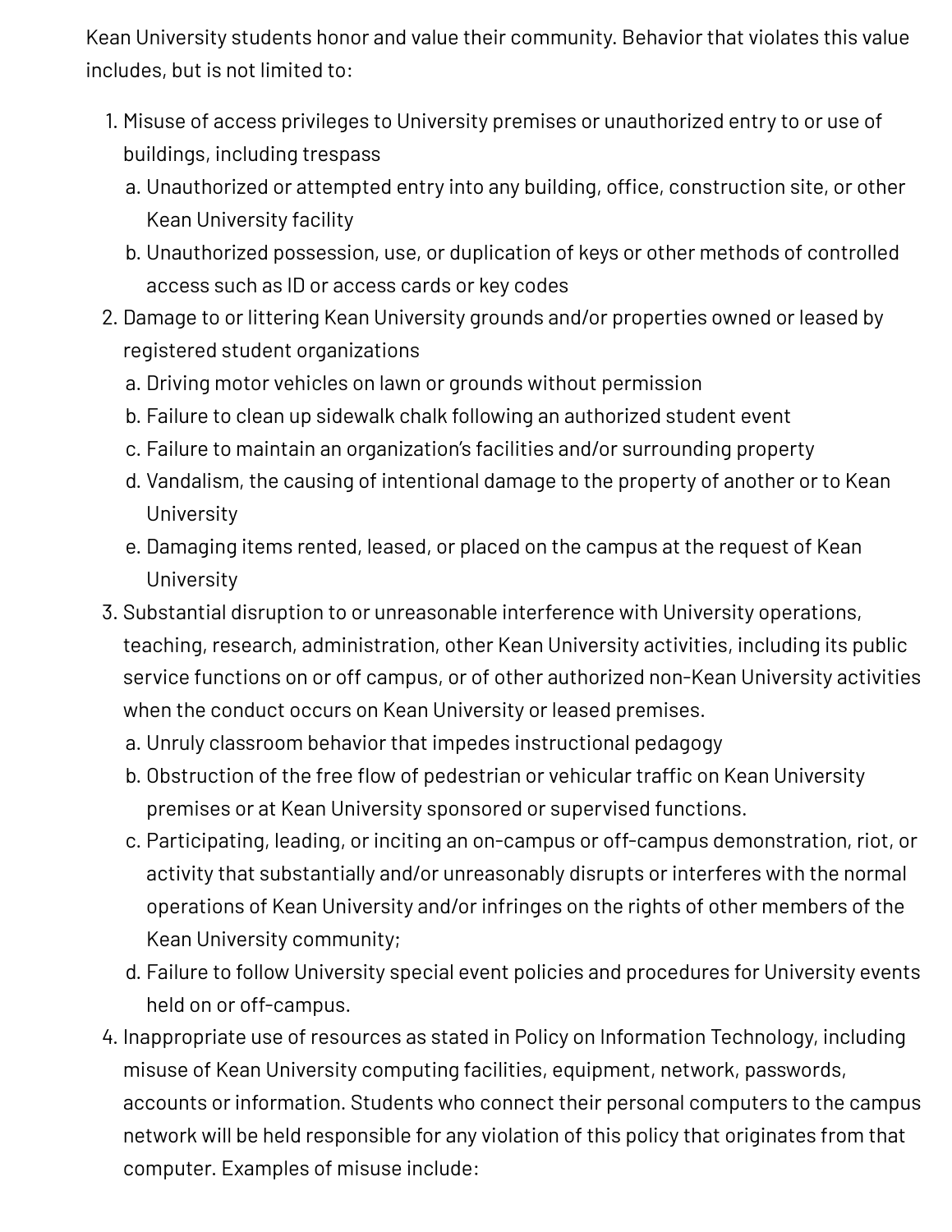Kean University students honor and value their community. Behavior that violates this value includes, but is not limited to:

1. Misuse of access privileges to University premises or unauthorized entry to or use of buildings, including trespass
   a. Unauthorized or attempted entry into any building, office, construction site, or other Kean University facility
   b. Unauthorized possession, use, or duplication of keys or other methods of controlled access such as ID or access cards or key codes
2. Damage to or littering Kean University grounds and/or properties owned or leased by registered student organizations
   a. Driving motor vehicles on lawn or grounds without permission
   b. Failure to clean up sidewalk chalk following an authorized student event
   c. Failure to maintain an organization's facilities and/or surrounding property
   d. Vandalism, the causing of intentional damage to the property of another or to Kean University
   e. Damaging items rented, leased, or placed on the campus at the request of Kean University
3. Substantial disruption to or unreasonable interference with University operations, teaching, research, administration, other Kean University activities, including its public service functions on or off campus, or of other authorized non-Kean University activities when the conduct occurs on Kean University or leased premises.
   a. Unruly classroom behavior that impedes instructional pedagogy
   b. Obstruction of the free flow of pedestrian or vehicular traffic on Kean University premises or at Kean University sponsored or supervised functions.
   c. Participating, leading, or inciting an on-campus or off-campus demonstration, riot, or activity that substantially and/or unreasonably disrupts or interferes with the normal operations of Kean University and/or infringes on the rights of other members of the Kean University community;
   d. Failure to follow University special event policies and procedures for University events held on or off-campus.
4. Inappropriate use of resources as stated in Policy on Information Technology, including misuse of Kean University computing facilities, equipment, network, passwords, accounts or information. Students who connect their personal computers to the campus network will be held responsible for any violation of this policy that originates from that computer. Examples of misuse include: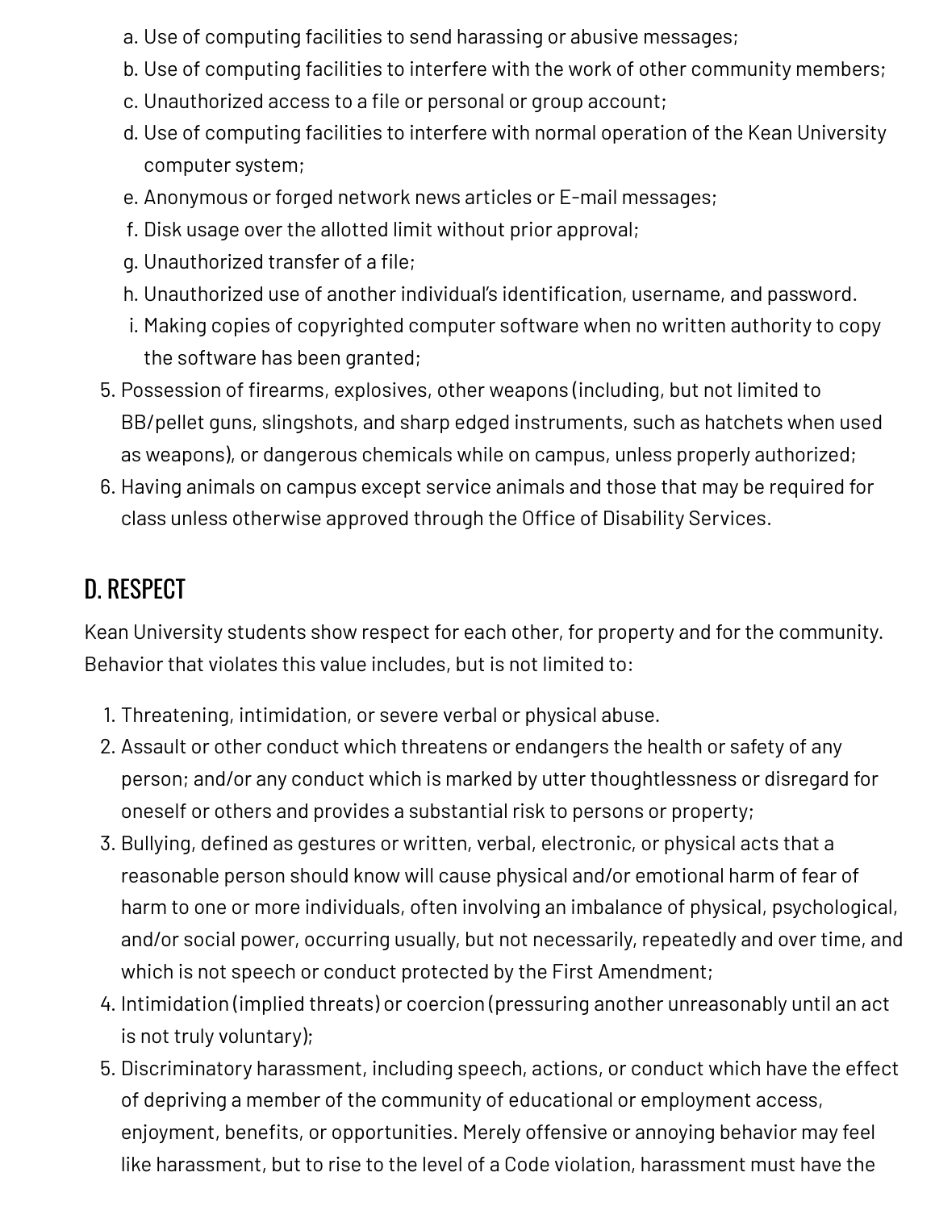a. Use of computing facilities to send harassing or abusive messages;
   b. Use of computing facilities to interfere with the work of other community members;
   c. Unauthorized access to a file or personal or group account;
   d. Use of computing facilities to interfere with normal operation of the Kean University computer system;
   e. Anonymous or forged network news articles or E-mail messages;
   f. Disk usage over the allotted limit without prior approval;
   g. Unauthorized transfer of a file;
   h. Unauthorized use of another individual's identification, username, and password.
   i. Making copies of copyrighted computer software when no written authority to copy the software has been granted;
5. Possession of firearms, explosives, other weapons (including, but not limited to BB/pellet guns, slingshots, and sharp edged instruments, such as hatchets when used as weapons), or dangerous chemicals while on campus, unless properly authorized;
6. Having animals on campus except service animals and those that may be required for class unless otherwise approved through the Office of Disability Services.

## D. RESPECT

Kean University students show respect for each other, for property and for the community. Behavior that violates this value includes, but is not limited to:

1. Threatening, intimidation, or severe verbal or physical abuse.
2. Assault or other conduct which threatens or endangers the health or safety of any person; and/or any conduct which is marked by utter thoughtlessness or disregard for oneself or others and provides a substantial risk to persons or property;
3. Bullying, defined as gestures or written, verbal, electronic, or physical acts that a reasonable person should know will cause physical and/or emotional harm of fear of harm to one or more individuals, often involving an imbalance of physical, psychological, and/or social power, occurring usually, but not necessarily, repeatedly and over time, and which is not speech or conduct protected by the First Amendment;
4. Intimidation (implied threats) or coercion (pressuring another unreasonably until an act is not truly voluntary);
5. Discriminatory harassment, including speech, actions, or conduct which have the effect of depriving a member of the community of educational or employment access, enjoyment, benefits, or opportunities. Merely offensive or annoying behavior may feel like harassment, but to rise to the level of a Code violation, harassment must have the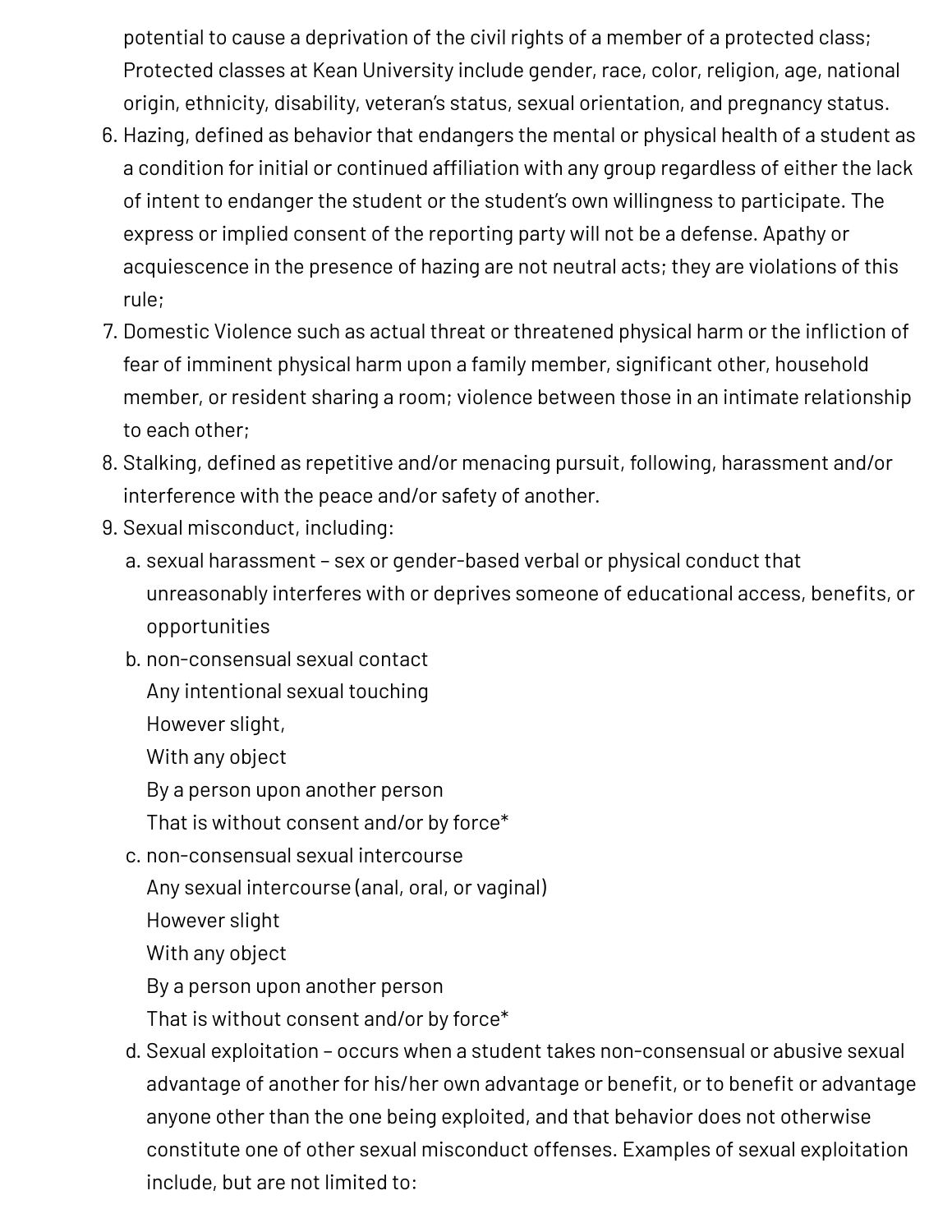potential to cause a deprivation of the civil rights of a member of a protected class; Protected classes at Kean University include gender, race, color, religion, age, national origin, ethnicity, disability, veteran's status, sexual orientation, and pregnancy status.

6. Hazing, defined as behavior that endangers the mental or physical health of a student as a condition for initial or continued affiliation with any group regardless of either the lack of intent to endanger the student or the student's own willingness to participate. The express or implied consent of the reporting party will not be a defense. Apathy or acquiescence in the presence of hazing are not neutral acts; they are violations of this rule;
7. Domestic Violence such as actual threat or threatened physical harm or the infliction of fear of imminent physical harm upon a family member, significant other, household member, or resident sharing a room; violence between those in an intimate relationship to each other;
8. Stalking, defined as repetitive and/or menacing pursuit, following, harassment and/or interference with the peace and/or safety of another.
9. Sexual misconduct, including:
   a. sexual harassment – sex or gender-based verbal or physical conduct that unreasonably interferes with or deprives someone of educational access, benefits, or opportunities
   b. non-consensual sexual contact
      Any intentional sexual touching
      However slight,
      With any object
      By a person upon another person
      That is without consent and/or by force*
   c. non-consensual sexual intercourse
      Any sexual intercourse (anal, oral, or vaginal)
      However slight
      With any object
      By a person upon another person
      That is without consent and/or by force*
   d. Sexual exploitation – occurs when a student takes non-consensual or abusive sexual advantage of another for his/her own advantage or benefit, or to benefit or advantage anyone other than the one being exploited, and that behavior does not otherwise constitute one of other sexual misconduct offenses. Examples of sexual exploitation include, but are not limited to: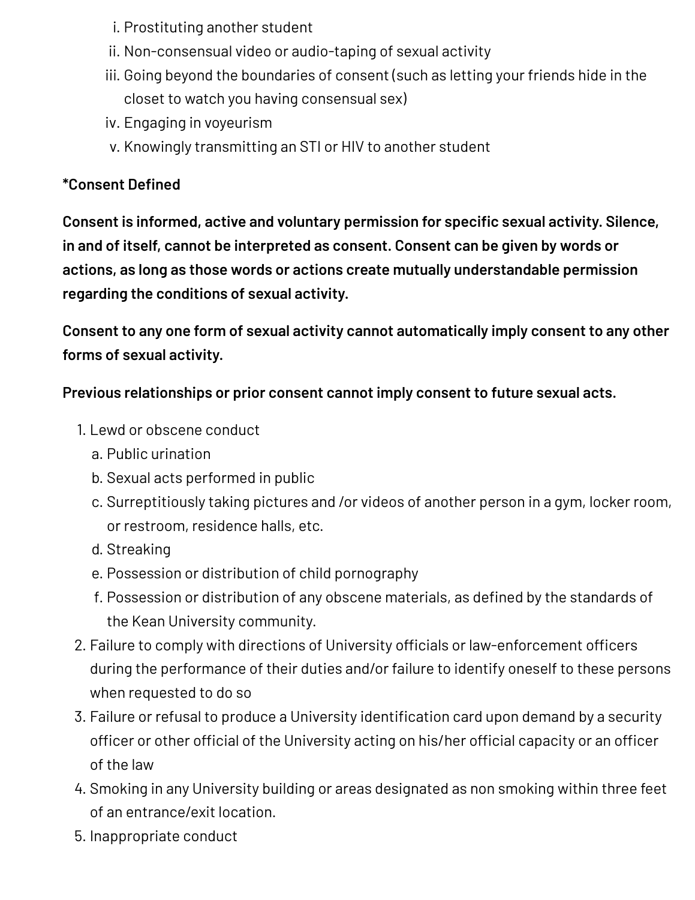i. Prostituting another student
   ii. Non-consensual video or audio-taping of sexual activity
   iii. Going beyond the boundaries of consent (such as letting your friends hide in the closet to watch you having consensual sex)
   iv. Engaging in voyeurism
   v. Knowingly transmitting an STI or HIV to another student

**\*Consent Defined**

**Consent is informed, active and voluntary permission for specific sexual activity. Silence, in and of itself, cannot be interpreted as consent. Consent can be given by words or actions, as long as those words or actions create mutually understandable permission regarding the conditions of sexual activity.**

**Consent to any one form of sexual activity cannot automatically imply consent to any other forms of sexual activity.**

**Previous relationships or prior consent cannot imply consent to future sexual acts.**

1. Lewd or obscene conduct
   a. Public urination
   b. Sexual acts performed in public
   c. Surreptitiously taking pictures and /or videos of another person in a gym, locker room, or restroom, residence halls, etc.
   d. Streaking
   e. Possession or distribution of child pornography
   f. Possession or distribution of any obscene materials, as defined by the standards of the Kean University community.
2. Failure to comply with directions of University officials or law-enforcement officers during the performance of their duties and/or failure to identify oneself to these persons when requested to do so
3. Failure or refusal to produce a University identification card upon demand by a security officer or other official of the University acting on his/her official capacity or an officer of the law
4. Smoking in any University building or areas designated as non smoking within three feet of an entrance/exit location.
5. Inappropriate conduct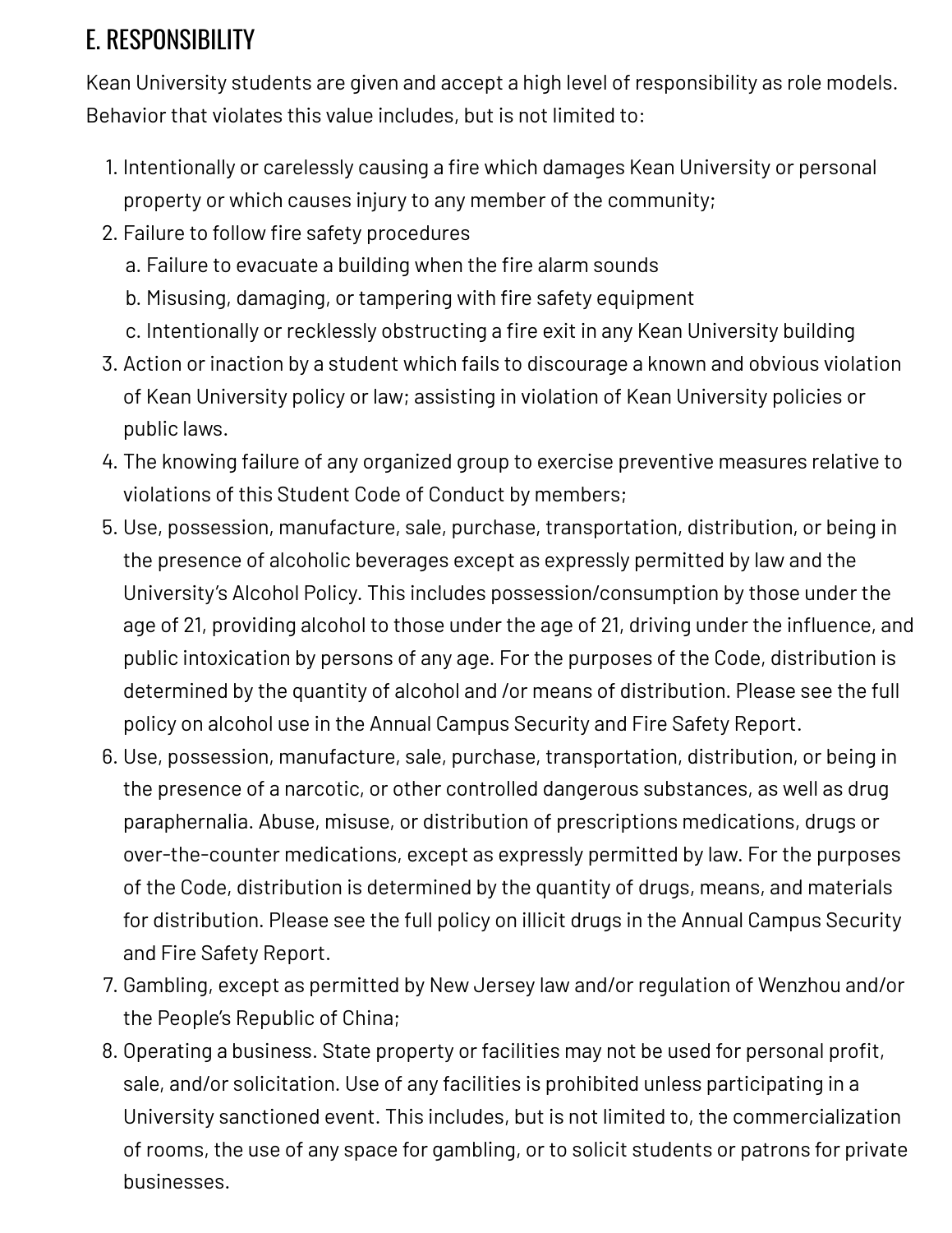## E. RESPONSIBILITY

Kean University students are given and accept a high level of responsibility as role models. Behavior that violates this value includes, but is not limited to:

1. Intentionally or carelessly causing a fire which damages Kean University or personal property or which causes injury to any member of the community;
2. Failure to follow fire safety procedures
   a. Failure to evacuate a building when the fire alarm sounds
   b. Misusing, damaging, or tampering with fire safety equipment
   c. Intentionally or recklessly obstructing a fire exit in any Kean University building
3. Action or inaction by a student which fails to discourage a known and obvious violation of Kean University policy or law; assisting in violation of Kean University policies or public laws.
4. The knowing failure of any organized group to exercise preventive measures relative to violations of this Student Code of Conduct by members;
5. Use, possession, manufacture, sale, purchase, transportation, distribution, or being in the presence of alcoholic beverages except as expressly permitted by law and the University's Alcohol Policy. This includes possession/consumption by those under the age of 21, providing alcohol to those under the age of 21, driving under the influence, and public intoxication by persons of any age. For the purposes of the Code, distribution is determined by the quantity of alcohol and /or means of distribution. Please see the full policy on alcohol use in the Annual Campus Security and Fire Safety Report.
6. Use, possession, manufacture, sale, purchase, transportation, distribution, or being in the presence of a narcotic, or other controlled dangerous substances, as well as drug paraphernalia. Abuse, misuse, or distribution of prescriptions medications, drugs or over-the-counter medications, except as expressly permitted by law. For the purposes of the Code, distribution is determined by the quantity of drugs, means, and materials for distribution. Please see the full policy on illicit drugs in the Annual Campus Security and Fire Safety Report.
7. Gambling, except as permitted by New Jersey law and/or regulation of Wenzhou and/or the People's Republic of China;
8. Operating a business. State property or facilities may not be used for personal profit, sale, and/or solicitation. Use of any facilities is prohibited unless participating in a University sanctioned event. This includes, but is not limited to, the commercialization of rooms, the use of any space for gambling, or to solicit students or patrons for private businesses.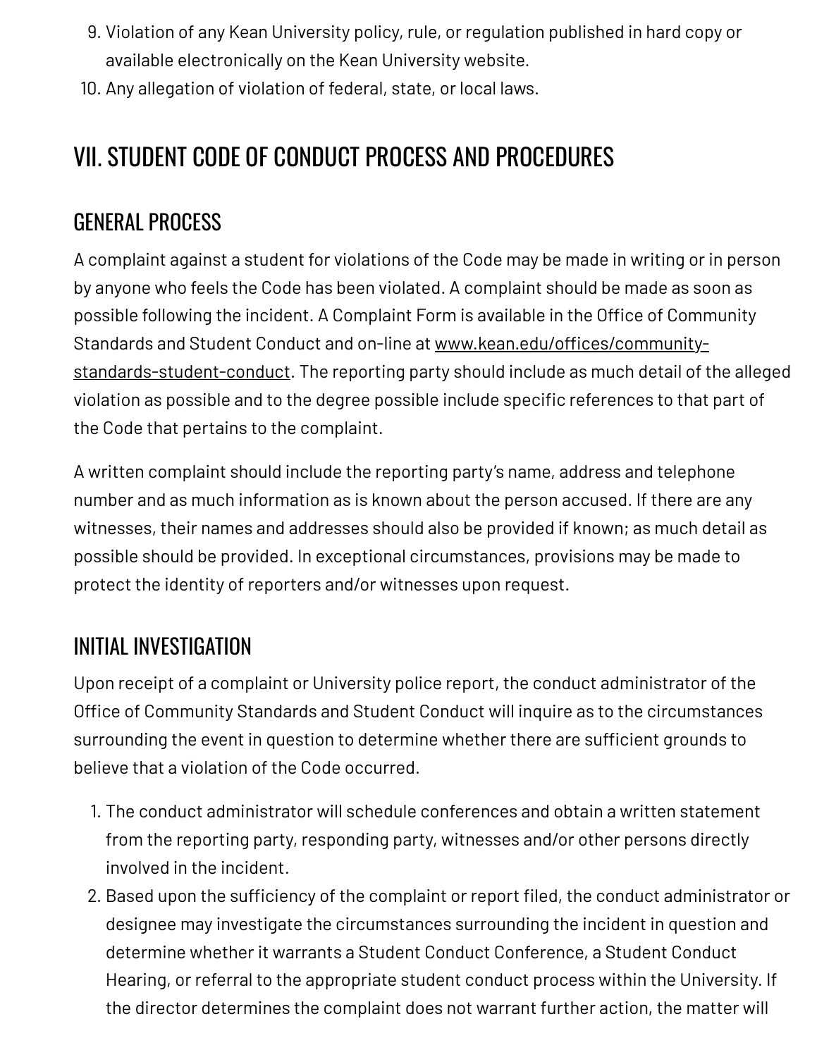9. Violation of any Kean University policy, rule, or regulation published in hard copy or available electronically on the Kean University website.
10. Any allegation of violation of federal, state, or local laws.

## VII. STUDENT CODE OF CONDUCT PROCESS AND PROCEDURES

### GENERAL PROCESS

A complaint against a student for violations of the Code may be made in writing or in person by anyone who feels the Code has been violated. A complaint should be made as soon as possible following the incident. A Complaint Form is available in the Office of Community Standards and Student Conduct and on-line at www.kean.edu/offices/community-standards-student-conduct. The reporting party should include as much detail of the alleged violation as possible and to the degree possible include specific references to that part of the Code that pertains to the complaint.

A written complaint should include the reporting party's name, address and telephone number and as much information as is known about the person accused. If there are any witnesses, their names and addresses should also be provided if known; as much detail as possible should be provided. In exceptional circumstances, provisions may be made to protect the identity of reporters and/or witnesses upon request.

### INITIAL INVESTIGATION

Upon receipt of a complaint or University police report, the conduct administrator of the Office of Community Standards and Student Conduct will inquire as to the circumstances surrounding the event in question to determine whether there are sufficient grounds to believe that a violation of the Code occurred.

1. The conduct administrator will schedule conferences and obtain a written statement from the reporting party, responding party, witnesses and/or other persons directly involved in the incident.
2. Based upon the sufficiency of the complaint or report filed, the conduct administrator or designee may investigate the circumstances surrounding the incident in question and determine whether it warrants a Student Conduct Conference, a Student Conduct Hearing, or referral to the appropriate student conduct process within the University. If the director determines the complaint does not warrant further action, the matter will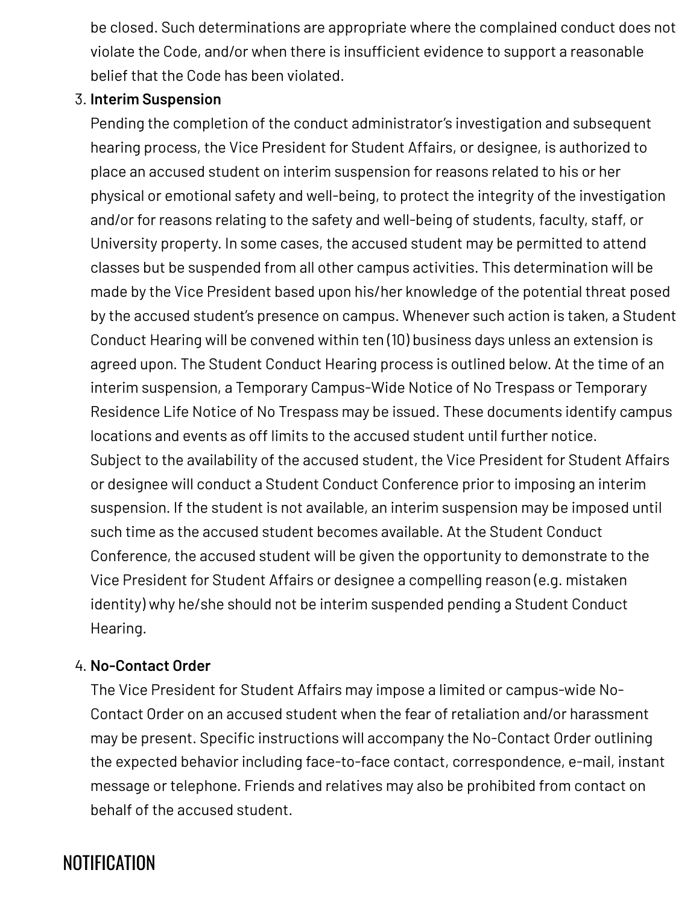be closed. Such determinations are appropriate where the complained conduct does not violate the Code, and/or when there is insufficient evidence to support a reasonable belief that the Code has been violated.

3. **Interim Suspension**
   Pending the completion of the conduct administrator's investigation and subsequent hearing process, the Vice President for Student Affairs, or designee, is authorized to place an accused student on interim suspension for reasons related to his or her physical or emotional safety and well-being, to protect the integrity of the investigation and/or for reasons relating to the safety and well-being of students, faculty, staff, or University property. In some cases, the accused student may be permitted to attend classes but be suspended from all other campus activities. This determination will be made by the Vice President based upon his/her knowledge of the potential threat posed by the accused student's presence on campus. Whenever such action is taken, a Student Conduct Hearing will be convened within ten (10) business days unless an extension is agreed upon. The Student Conduct Hearing process is outlined below. At the time of an interim suspension, a Temporary Campus-Wide Notice of No Trespass or Temporary Residence Life Notice of No Trespass may be issued. These documents identify campus locations and events as off limits to the accused student until further notice.
   Subject to the availability of the accused student, the Vice President for Student Affairs or designee will conduct a Student Conduct Conference prior to imposing an interim suspension. If the student is not available, an interim suspension may be imposed until such time as the accused student becomes available. At the Student Conduct Conference, the accused student will be given the opportunity to demonstrate to the Vice President for Student Affairs or designee a compelling reason (e.g. mistaken identity) why he/she should not be interim suspended pending a Student Conduct Hearing.

4. **No-Contact Order**
   The Vice President for Student Affairs may impose a limited or campus-wide No-Contact Order on an accused student when the fear of retaliation and/or harassment may be present. Specific instructions will accompany the No-Contact Order outlining the expected behavior including face-to-face contact, correspondence, e-mail, instant message or telephone. Friends and relatives may also be prohibited from contact on behalf of the accused student.

## NOTIFICATION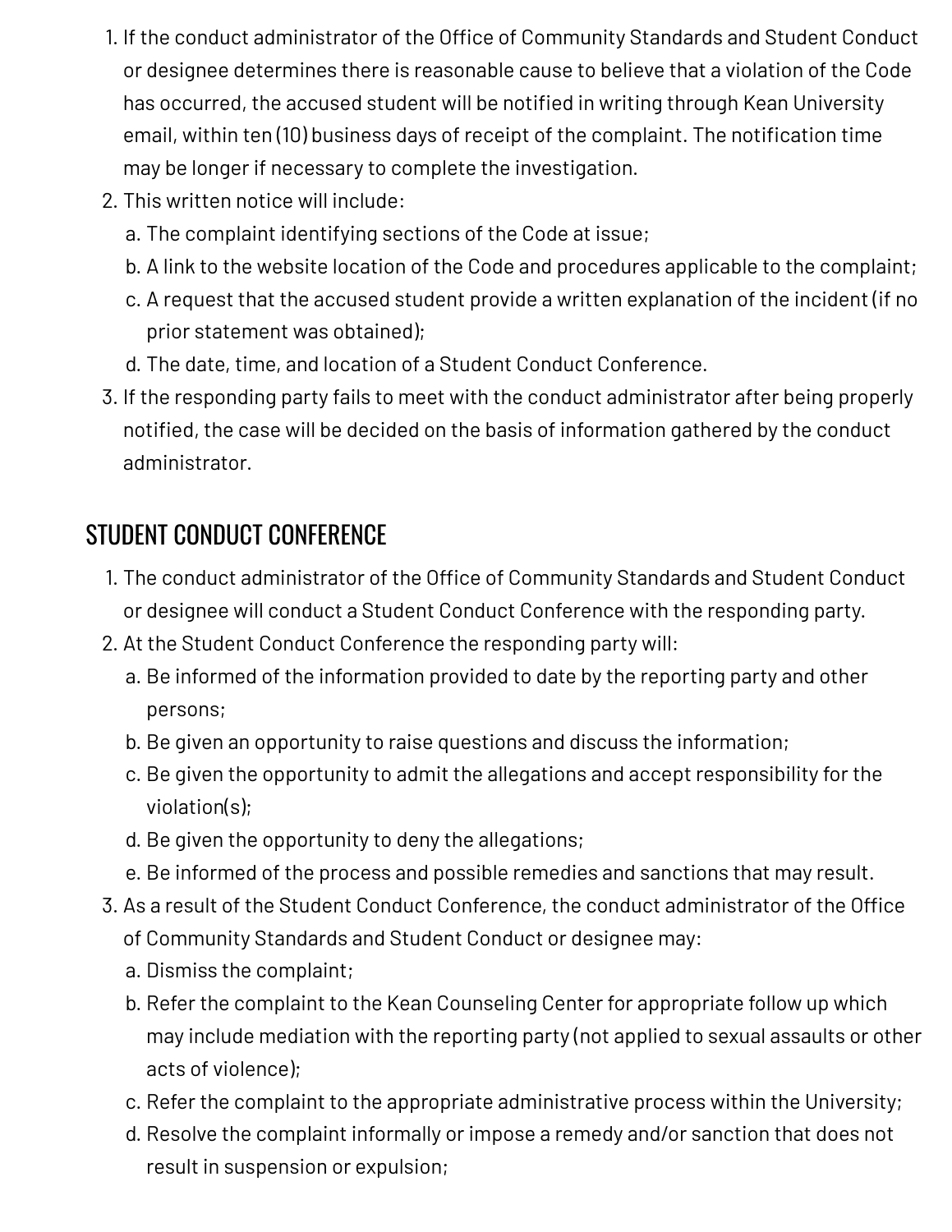1. If the conduct administrator of the Office of Community Standards and Student Conduct or designee determines there is reasonable cause to believe that a violation of the Code has occurred, the accused student will be notified in writing through Kean University email, within ten (10) business days of receipt of the complaint. The notification time may be longer if necessary to complete the investigation.
2. This written notice will include:
   a. The complaint identifying sections of the Code at issue;
   b. A link to the website location of the Code and procedures applicable to the complaint;
   c. A request that the accused student provide a written explanation of the incident (if no prior statement was obtained);
   d. The date, time, and location of a Student Conduct Conference.
3. If the responding party fails to meet with the conduct administrator after being properly notified, the case will be decided on the basis of information gathered by the conduct administrator.

## STUDENT CONDUCT CONFERENCE

1. The conduct administrator of the Office of Community Standards and Student Conduct or designee will conduct a Student Conduct Conference with the responding party.
2. At the Student Conduct Conference the responding party will:
   a. Be informed of the information provided to date by the reporting party and other persons;
   b. Be given an opportunity to raise questions and discuss the information;
   c. Be given the opportunity to admit the allegations and accept responsibility for the violation(s);
   d. Be given the opportunity to deny the allegations;
   e. Be informed of the process and possible remedies and sanctions that may result.
3. As a result of the Student Conduct Conference, the conduct administrator of the Office of Community Standards and Student Conduct or designee may:
   a. Dismiss the complaint;
   b. Refer the complaint to the Kean Counseling Center for appropriate follow up which may include mediation with the reporting party (not applied to sexual assaults or other acts of violence);
   c. Refer the complaint to the appropriate administrative process within the University;
   d. Resolve the complaint informally or impose a remedy and/or sanction that does not result in suspension or expulsion;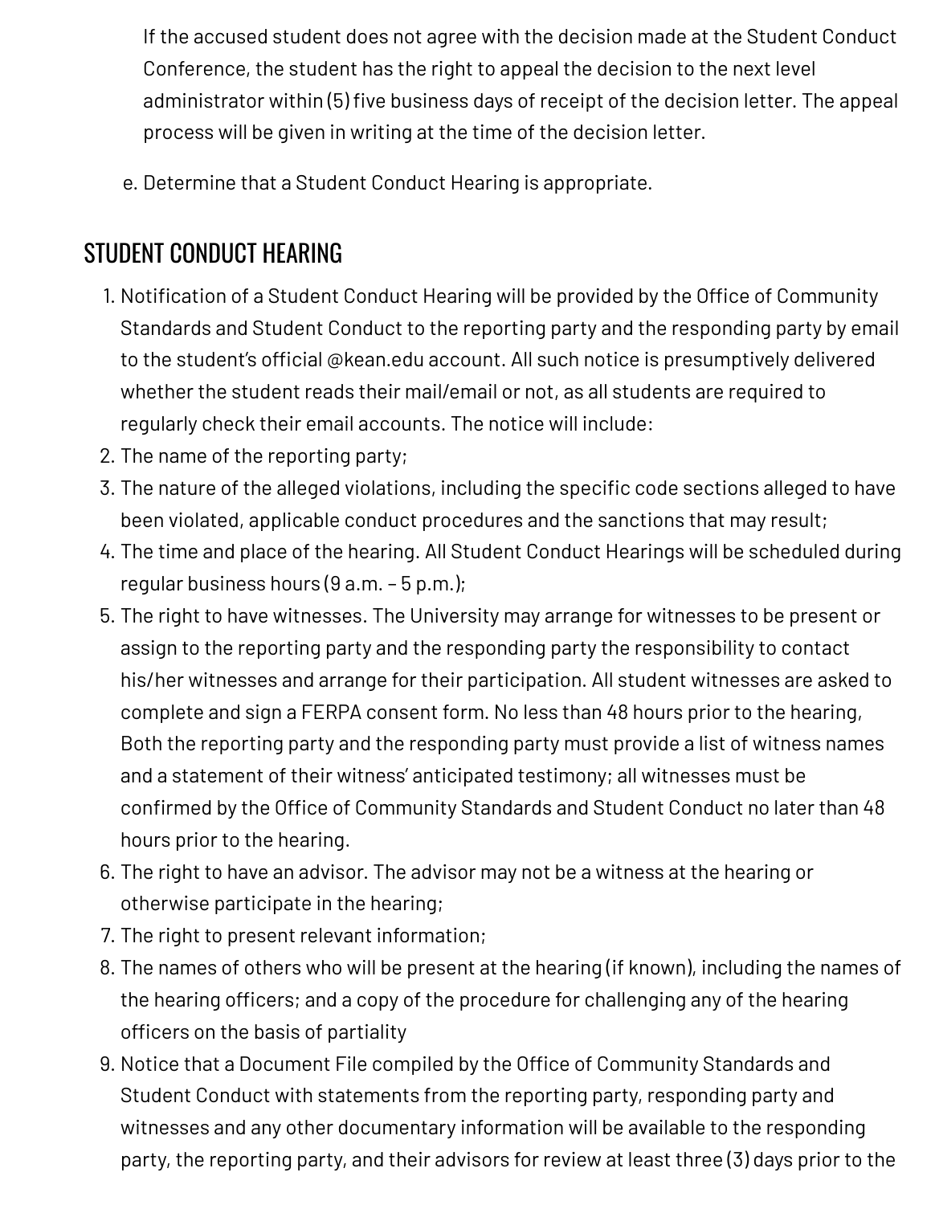If the accused student does not agree with the decision made at the Student Conduct Conference, the student has the right to appeal the decision to the next level administrator within (5) five business days of receipt of the decision letter. The appeal process will be given in writing at the time of the decision letter.

e. Determine that a Student Conduct Hearing is appropriate.

## STUDENT CONDUCT HEARING

1. Notification of a Student Conduct Hearing will be provided by the Office of Community Standards and Student Conduct to the reporting party and the responding party by email to the student's official @kean.edu account. All such notice is presumptively delivered whether the student reads their mail/email or not, as all students are required to regularly check their email accounts. The notice will include:
2. The name of the reporting party;
3. The nature of the alleged violations, including the specific code sections alleged to have been violated, applicable conduct procedures and the sanctions that may result;
4. The time and place of the hearing. All Student Conduct Hearings will be scheduled during regular business hours (9 a.m. – 5 p.m.);
5. The right to have witnesses. The University may arrange for witnesses to be present or assign to the reporting party and the responding party the responsibility to contact his/her witnesses and arrange for their participation. All student witnesses are asked to complete and sign a FERPA consent form. No less than 48 hours prior to the hearing, Both the reporting party and the responding party must provide a list of witness names and a statement of their witness' anticipated testimony; all witnesses must be confirmed by the Office of Community Standards and Student Conduct no later than 48 hours prior to the hearing.
6. The right to have an advisor. The advisor may not be a witness at the hearing or otherwise participate in the hearing;
7. The right to present relevant information;
8. The names of others who will be present at the hearing (if known), including the names of the hearing officers; and a copy of the procedure for challenging any of the hearing officers on the basis of partiality
9. Notice that a Document File compiled by the Office of Community Standards and Student Conduct with statements from the reporting party, responding party and witnesses and any other documentary information will be available to the responding party, the reporting party, and their advisors for review at least three (3) days prior to the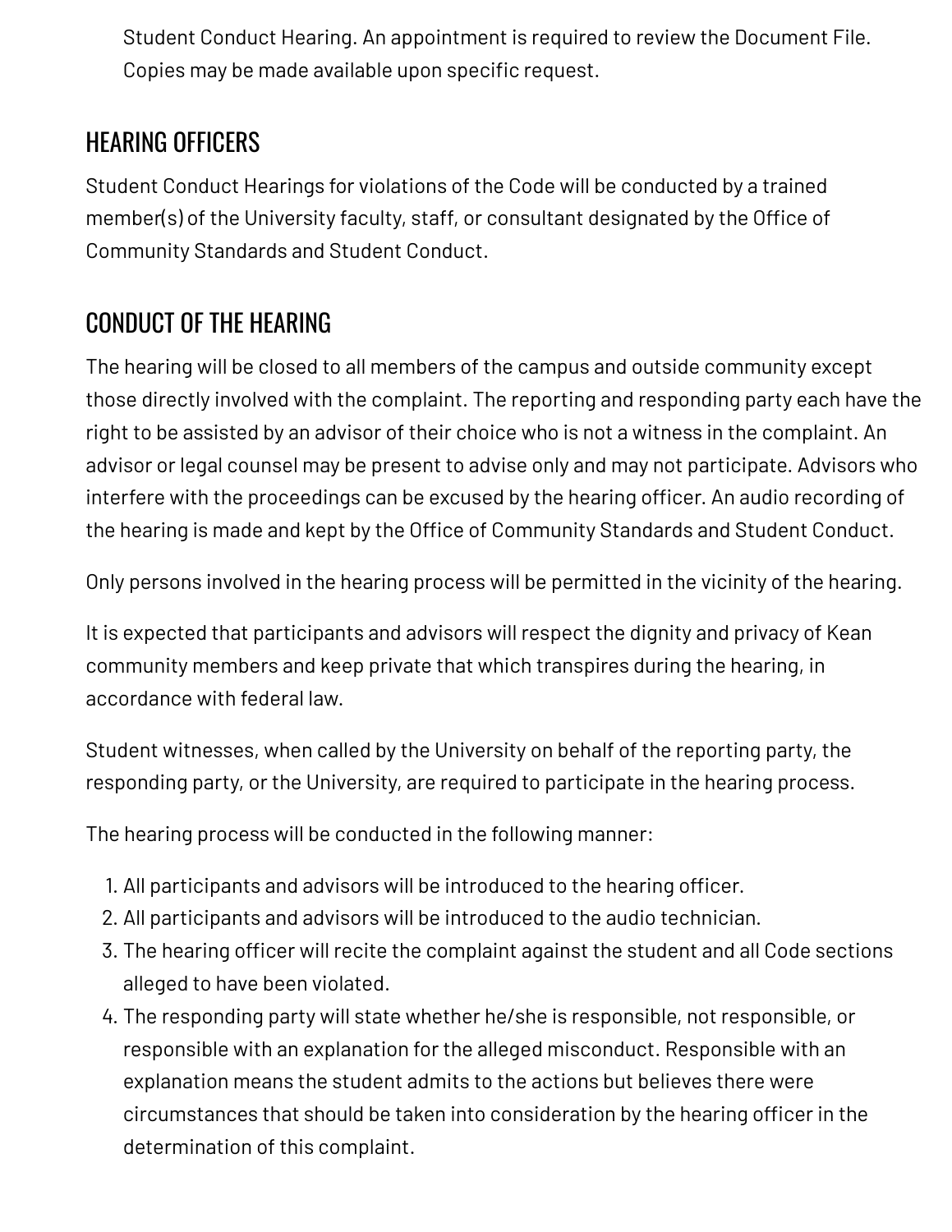Student Conduct Hearing. An appointment is required to review the Document File. Copies may be made available upon specific request.

## HEARING OFFICERS

Student Conduct Hearings for violations of the Code will be conducted by a trained member(s) of the University faculty, staff, or consultant designated by the Office of Community Standards and Student Conduct.

## CONDUCT OF THE HEARING

The hearing will be closed to all members of the campus and outside community except those directly involved with the complaint. The reporting and responding party each have the right to be assisted by an advisor of their choice who is not a witness in the complaint. An advisor or legal counsel may be present to advise only and may not participate. Advisors who interfere with the proceedings can be excused by the hearing officer. An audio recording of the hearing is made and kept by the Office of Community Standards and Student Conduct.

Only persons involved in the hearing process will be permitted in the vicinity of the hearing.

It is expected that participants and advisors will respect the dignity and privacy of Kean community members and keep private that which transpires during the hearing, in accordance with federal law.

Student witnesses, when called by the University on behalf of the reporting party, the responding party, or the University, are required to participate in the hearing process.

The hearing process will be conducted in the following manner:

1. All participants and advisors will be introduced to the hearing officer.
2. All participants and advisors will be introduced to the audio technician.
3. The hearing officer will recite the complaint against the student and all Code sections alleged to have been violated.
4. The responding party will state whether he/she is responsible, not responsible, or responsible with an explanation for the alleged misconduct. Responsible with an explanation means the student admits to the actions but believes there were circumstances that should be taken into consideration by the hearing officer in the determination of this complaint.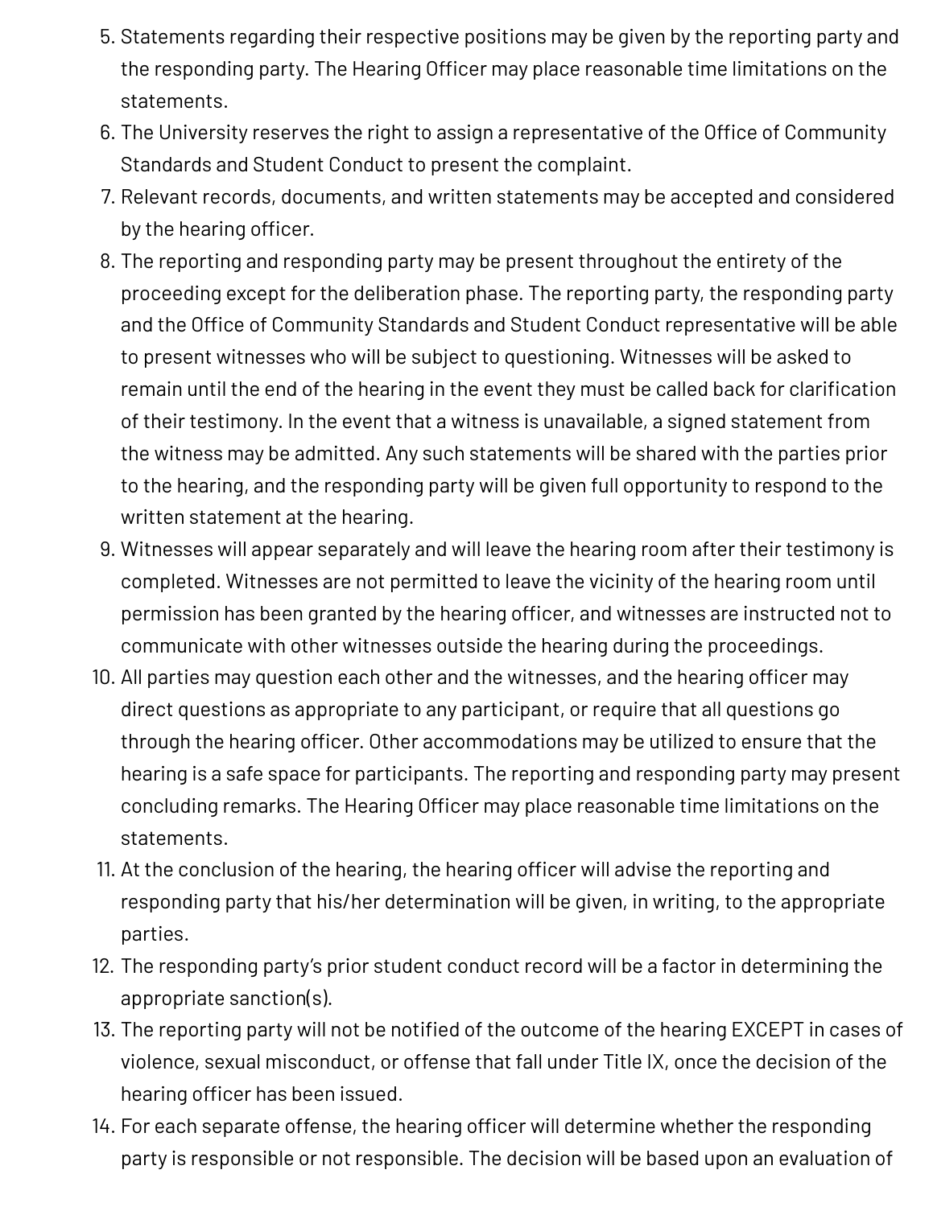5. Statements regarding their respective positions may be given by the reporting party and the responding party. The Hearing Officer may place reasonable time limitations on the statements.
6. The University reserves the right to assign a representative of the Office of Community Standards and Student Conduct to present the complaint.
7. Relevant records, documents, and written statements may be accepted and considered by the hearing officer.
8. The reporting and responding party may be present throughout the entirety of the proceeding except for the deliberation phase. The reporting party, the responding party and the Office of Community Standards and Student Conduct representative will be able to present witnesses who will be subject to questioning. Witnesses will be asked to remain until the end of the hearing in the event they must be called back for clarification of their testimony. In the event that a witness is unavailable, a signed statement from the witness may be admitted. Any such statements will be shared with the parties prior to the hearing, and the responding party will be given full opportunity to respond to the written statement at the hearing.
9. Witnesses will appear separately and will leave the hearing room after their testimony is completed. Witnesses are not permitted to leave the vicinity of the hearing room until permission has been granted by the hearing officer, and witnesses are instructed not to communicate with other witnesses outside the hearing during the proceedings.
10. All parties may question each other and the witnesses, and the hearing officer may direct questions as appropriate to any participant, or require that all questions go through the hearing officer. Other accommodations may be utilized to ensure that the hearing is a safe space for participants. The reporting and responding party may present concluding remarks. The Hearing Officer may place reasonable time limitations on the statements.
11. At the conclusion of the hearing, the hearing officer will advise the reporting and responding party that his/her determination will be given, in writing, to the appropriate parties.
12. The responding party's prior student conduct record will be a factor in determining the appropriate sanction(s).
13. The reporting party will not be notified of the outcome of the hearing EXCEPT in cases of violence, sexual misconduct, or offense that fall under Title IX, once the decision of the hearing officer has been issued.
14. For each separate offense, the hearing officer will determine whether the responding party is responsible or not responsible. The decision will be based upon an evaluation of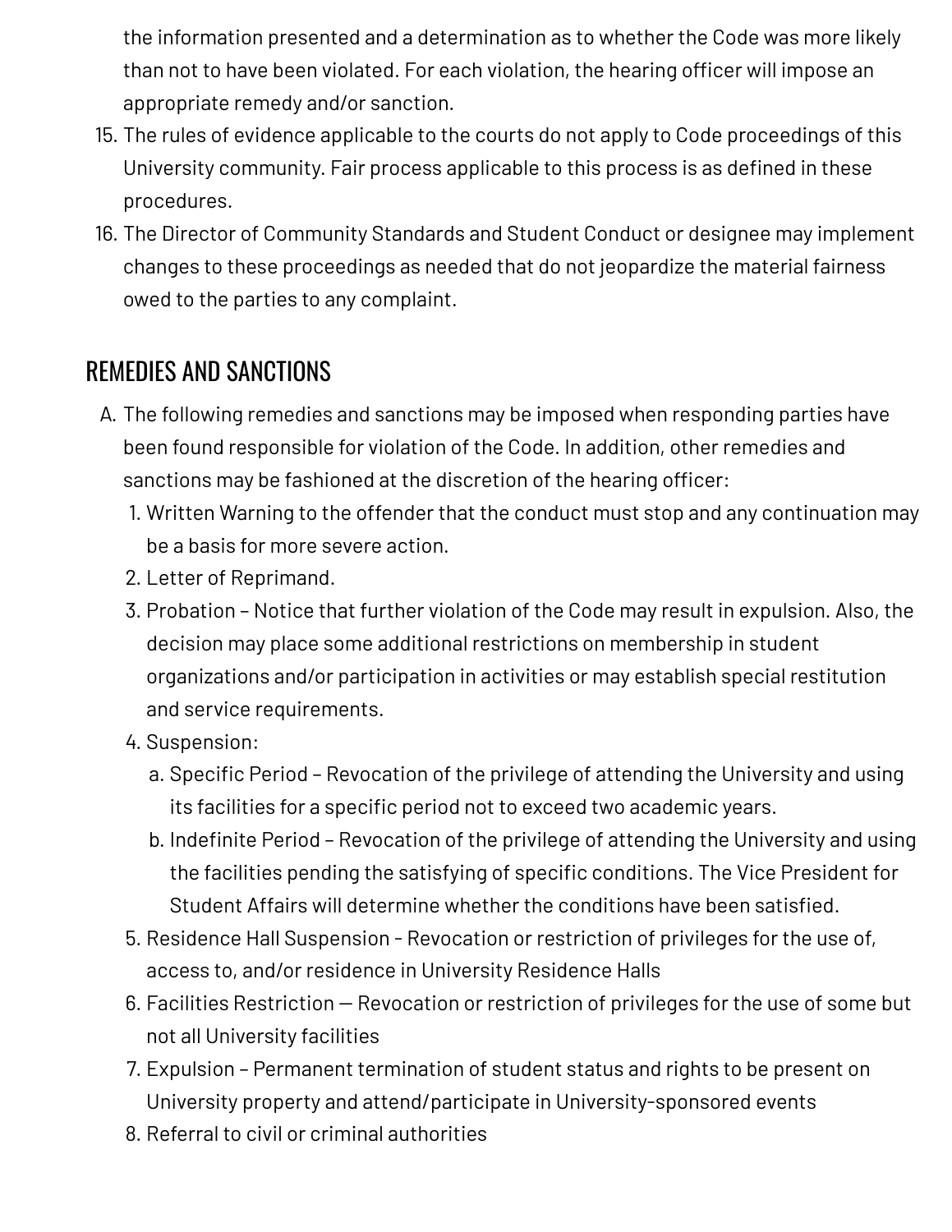the information presented and a determination as to whether the Code was more likely than not to have been violated. For each violation, the hearing officer will impose an appropriate remedy and/or sanction.

15. The rules of evidence applicable to the courts do not apply to Code proceedings of this University community. Fair process applicable to this process is as defined in these procedures.
16. The Director of Community Standards and Student Conduct or designee may implement changes to these proceedings as needed that do not jeopardize the material fairness owed to the parties to any complaint.

## REMEDIES AND SANCTIONS

A. The following remedies and sanctions may be imposed when responding parties have been found responsible for violation of the Code. In addition, other remedies and sanctions may be fashioned at the discretion of the hearing officer:
   1. Written Warning to the offender that the conduct must stop and any continuation may be a basis for more severe action.
   2. Letter of Reprimand.
   3. Probation – Notice that further violation of the Code may result in expulsion. Also, the decision may place some additional restrictions on membership in student organizations and/or participation in activities or may establish special restitution and service requirements.
   4. Suspension:
      a. Specific Period – Revocation of the privilege of attending the University and using its facilities for a specific period not to exceed two academic years.
      b. Indefinite Period – Revocation of the privilege of attending the University and using the facilities pending the satisfying of specific conditions. The Vice President for Student Affairs will determine whether the conditions have been satisfied.
   5. Residence Hall Suspension - Revocation or restriction of privileges for the use of, access to, and/or residence in University Residence Halls
   6. Facilities Restriction — Revocation or restriction of privileges for the use of some but not all University facilities
   7. Expulsion – Permanent termination of student status and rights to be present on University property and attend/participate in University-sponsored events
   8. Referral to civil or criminal authorities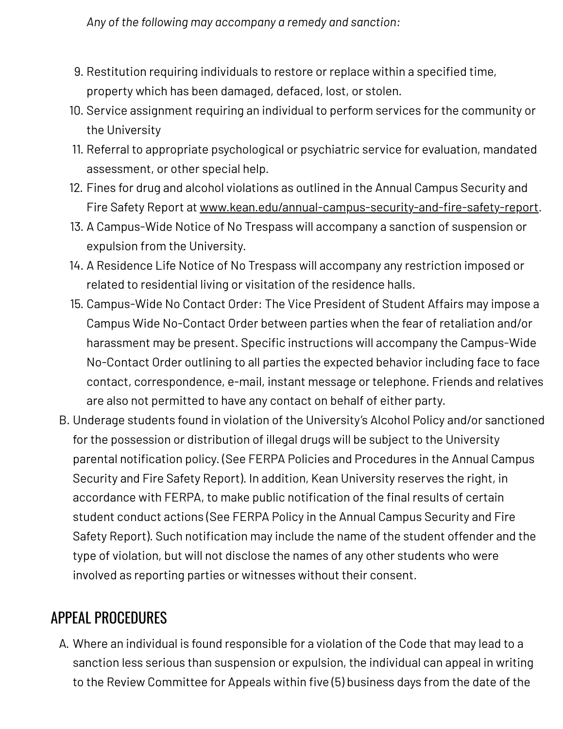*Any of the following may accompany a remedy and sanction:*

9. Restitution requiring individuals to restore or replace within a specified time, property which has been damaged, defaced, lost, or stolen.
10. Service assignment requiring an individual to perform services for the community or the University
11. Referral to appropriate psychological or psychiatric service for evaluation, mandated assessment, or other special help.
12. Fines for drug and alcohol violations as outlined in the Annual Campus Security and Fire Safety Report at www.kean.edu/annual-campus-security-and-fire-safety-report.
13. A Campus-Wide Notice of No Trespass will accompany a sanction of suspension or expulsion from the University.
14. A Residence Life Notice of No Trespass will accompany any restriction imposed or related to residential living or visitation of the residence halls.
15. Campus-Wide No Contact Order: The Vice President of Student Affairs may impose a Campus Wide No-Contact Order between parties when the fear of retaliation and/or harassment may be present. Specific instructions will accompany the Campus-Wide No-Contact Order outlining to all parties the expected behavior including face to face contact, correspondence, e-mail, instant message or telephone. Friends and relatives are also not permitted to have any contact on behalf of either party.

B. Underage students found in violation of the University's Alcohol Policy and/or sanctioned for the possession or distribution of illegal drugs will be subject to the University parental notification policy. (See FERPA Policies and Procedures in the Annual Campus Security and Fire Safety Report). In addition, Kean University reserves the right, in accordance with FERPA, to make public notification of the final results of certain student conduct actions (See FERPA Policy in the Annual Campus Security and Fire Safety Report). Such notification may include the name of the student offender and the type of violation, but will not disclose the names of any other students who were involved as reporting parties or witnesses without their consent.

## APPEAL PROCEDURES

A. Where an individual is found responsible for a violation of the Code that may lead to a sanction less serious than suspension or expulsion, the individual can appeal in writing to the Review Committee for Appeals within five (5) business days from the date of the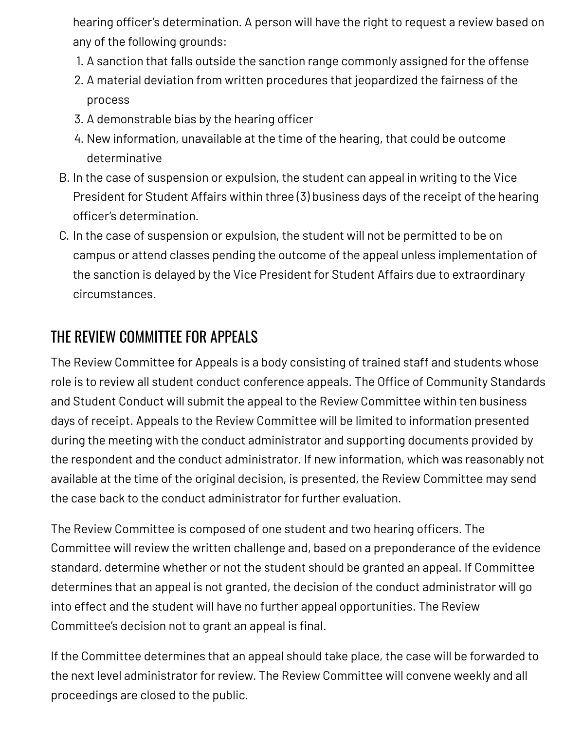hearing officer's determination. A person will have the right to request a review based on any of the following grounds:

1. A sanction that falls outside the sanction range commonly assigned for the offense
2. A material deviation from written procedures that jeopardized the fairness of the process
3. A demonstrable bias by the hearing officer
4. New information, unavailable at the time of the hearing, that could be outcome determinative

B. In the case of suspension or expulsion, the student can appeal in writing to the Vice President for Student Affairs within three (3) business days of the receipt of the hearing officer's determination.

C. In the case of suspension or expulsion, the student will not be permitted to be on campus or attend classes pending the outcome of the appeal unless implementation of the sanction is delayed by the Vice President for Student Affairs due to extraordinary circumstances.

## THE REVIEW COMMITTEE FOR APPEALS

The Review Committee for Appeals is a body consisting of trained staff and students whose role is to review all student conduct conference appeals. The Office of Community Standards and Student Conduct will submit the appeal to the Review Committee within ten business days of receipt. Appeals to the Review Committee will be limited to information presented during the meeting with the conduct administrator and supporting documents provided by the respondent and the conduct administrator. If new information, which was reasonably not available at the time of the original decision, is presented, the Review Committee may send the case back to the conduct administrator for further evaluation.

The Review Committee is composed of one student and two hearing officers. The Committee will review the written challenge and, based on a preponderance of the evidence standard, determine whether or not the student should be granted an appeal. If Committee determines that an appeal is not granted, the decision of the conduct administrator will go into effect and the student will have no further appeal opportunities. The Review Committee's decision not to grant an appeal is final.

If the Committee determines that an appeal should take place, the case will be forwarded to the next level administrator for review. The Review Committee will convene weekly and all proceedings are closed to the public.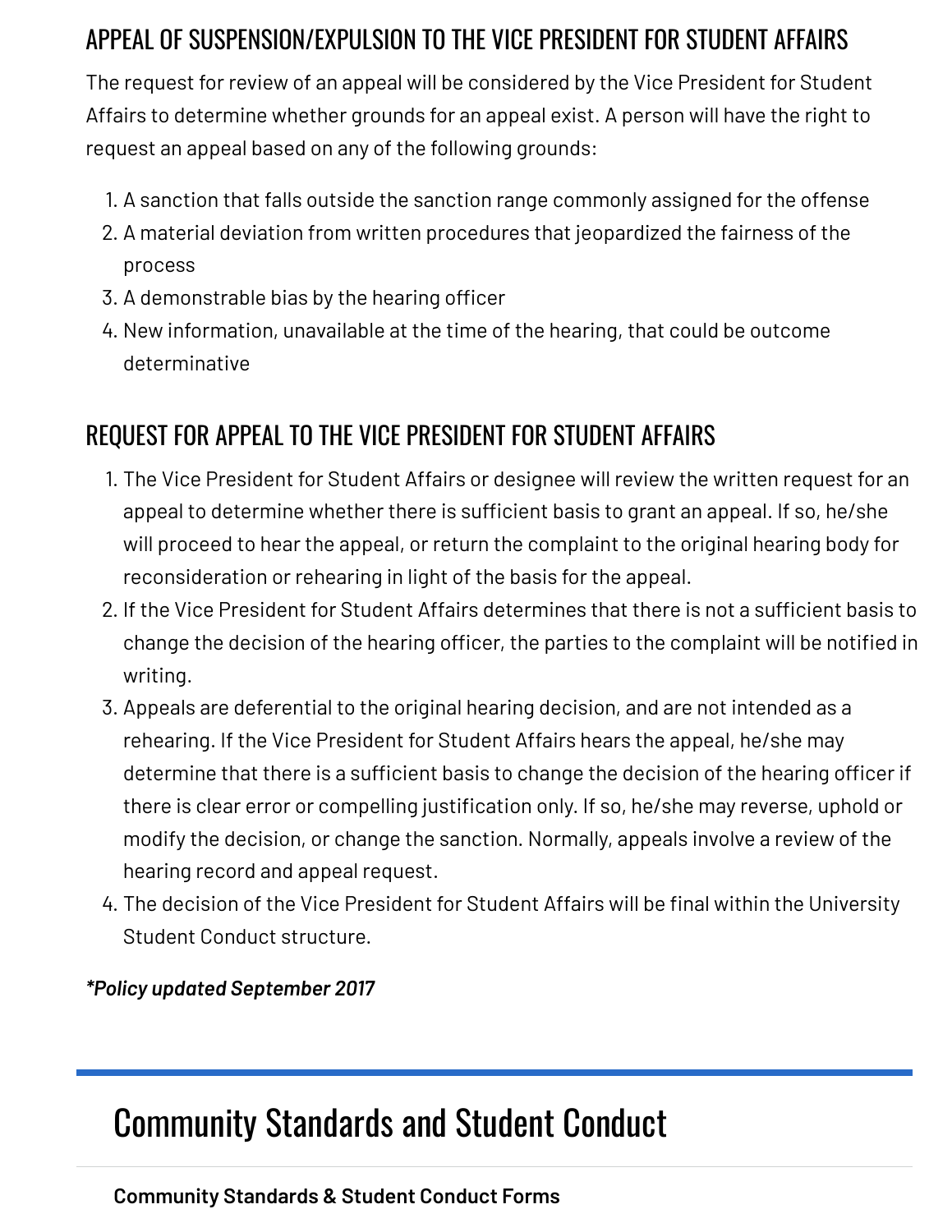## APPEAL OF SUSPENSION/EXPULSION TO THE VICE PRESIDENT FOR STUDENT AFFAIRS

The request for review of an appeal will be considered by the Vice President for Student Affairs to determine whether grounds for an appeal exist. A person will have the right to request an appeal based on any of the following grounds:

1. A sanction that falls outside the sanction range commonly assigned for the offense
2. A material deviation from written procedures that jeopardized the fairness of the process
3. A demonstrable bias by the hearing officer
4. New information, unavailable at the time of the hearing, that could be outcome determinative

## REQUEST FOR APPEAL TO THE VICE PRESIDENT FOR STUDENT AFFAIRS

1. The Vice President for Student Affairs or designee will review the written request for an appeal to determine whether there is sufficient basis to grant an appeal. If so, he/she will proceed to hear the appeal, or return the complaint to the original hearing body for reconsideration or rehearing in light of the basis for the appeal.
2. If the Vice President for Student Affairs determines that there is not a sufficient basis to change the decision of the hearing officer, the parties to the complaint will be notified in writing.
3. Appeals are deferential to the original hearing decision, and are not intended as a rehearing. If the Vice President for Student Affairs hears the appeal, he/she may determine that there is a sufficient basis to change the decision of the hearing officer if there is clear error or compelling justification only. If so, he/she may reverse, uphold or modify the decision, or change the sanction. Normally, appeals involve a review of the hearing record and appeal request.
4. The decision of the Vice President for Student Affairs will be final within the University Student Conduct structure.

***Policy updated September 2017***

# Community Standards and Student Conduct

**Community Standards & Student Conduct Forms**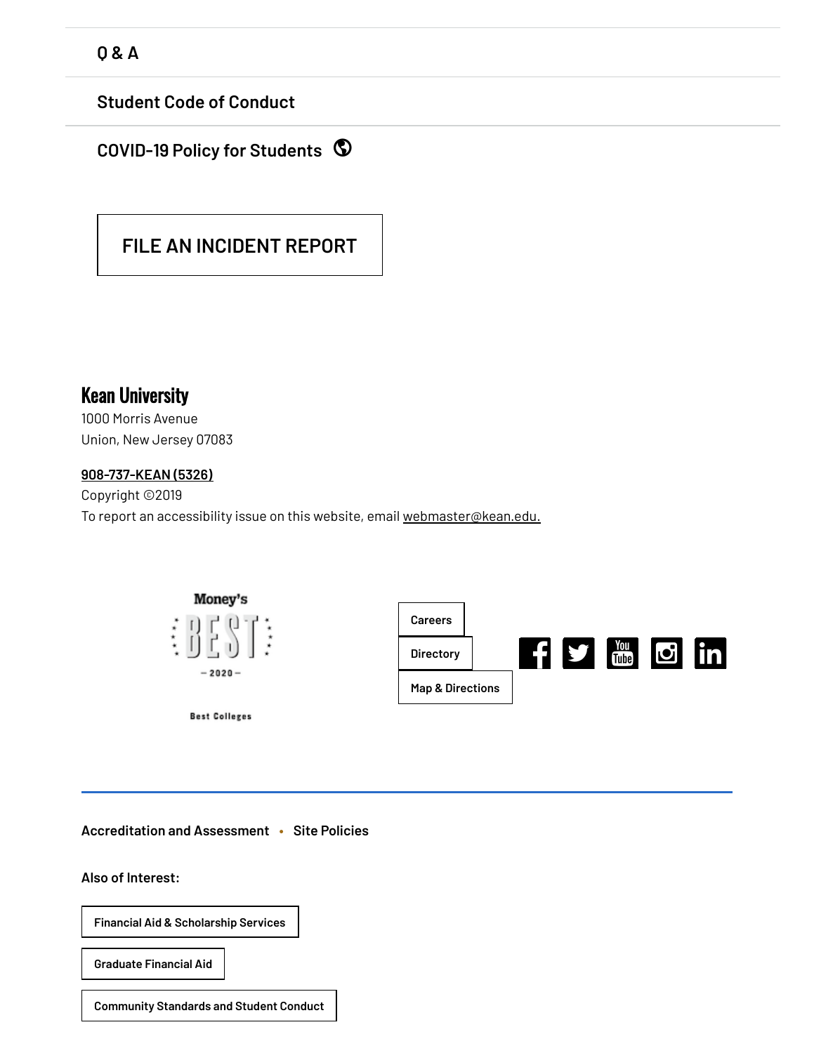Q & A

Student Code of Conduct

COVID-19 Policy for Students

FILE AN INCIDENT REPORT

**Kean University**
1000 Morris Avenue
Union, New Jersey 07083

908-737-KEAN (5326)
Copyright ©2019
To report an accessibility issue on this website, email webmaster@kean.edu.

Money's BEST – 2020 –
Best Colleges

Careers
Directory
Map & Directions

Accreditation and Assessment • Site Policies

Also of Interest:

Financial Aid & Scholarship Services

Graduate Financial Aid

Community Standards and Student Conduct